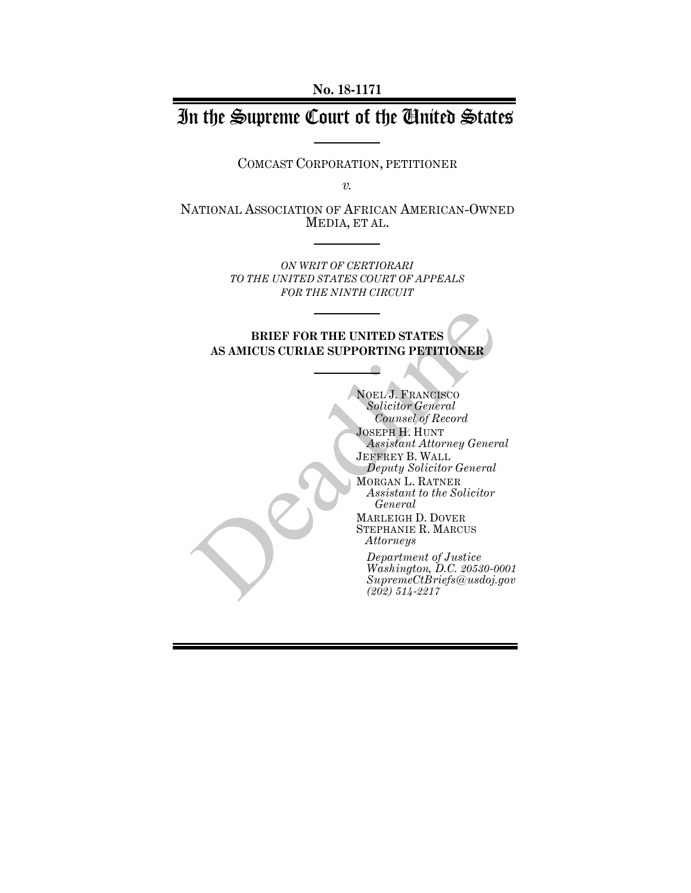**No. 18-1171**

# In the Supreme Court of the United States

COMCAST CORPORATION, PETITIONER

*v.*

NATIONAL ASSOCIATION OF AFRICAN AMERICAN-OWNED MEDIA, ET AL.

*ON WRIT OF CERTIORARI TO THE UNITED STATES COURT OF APPEALS FOR THE NINTH CIRCUIT*

**BRIEF FOR THE UNITED STATES AS AMICUS CURIAE SUPPORTING PETITIONER**

NOEL J. FRANCISCO
*Solicitor General*
*Counsel of Record*

JOSEPH H. HUNT
*Assistant Attorney General*

JEFFREY B. WALL
*Deputy Solicitor General*

MORGAN L. RATNER
*Assistant to the Solicitor General*

MARLEIGH D. DOVER
STEPHANIE R. MARCUS
*Attorneys*

*Department of Justice*
*Washington, D.C. 20530-0001*
*SupremeCtBriefs@usdoj.gov*
*(202) 514-2217*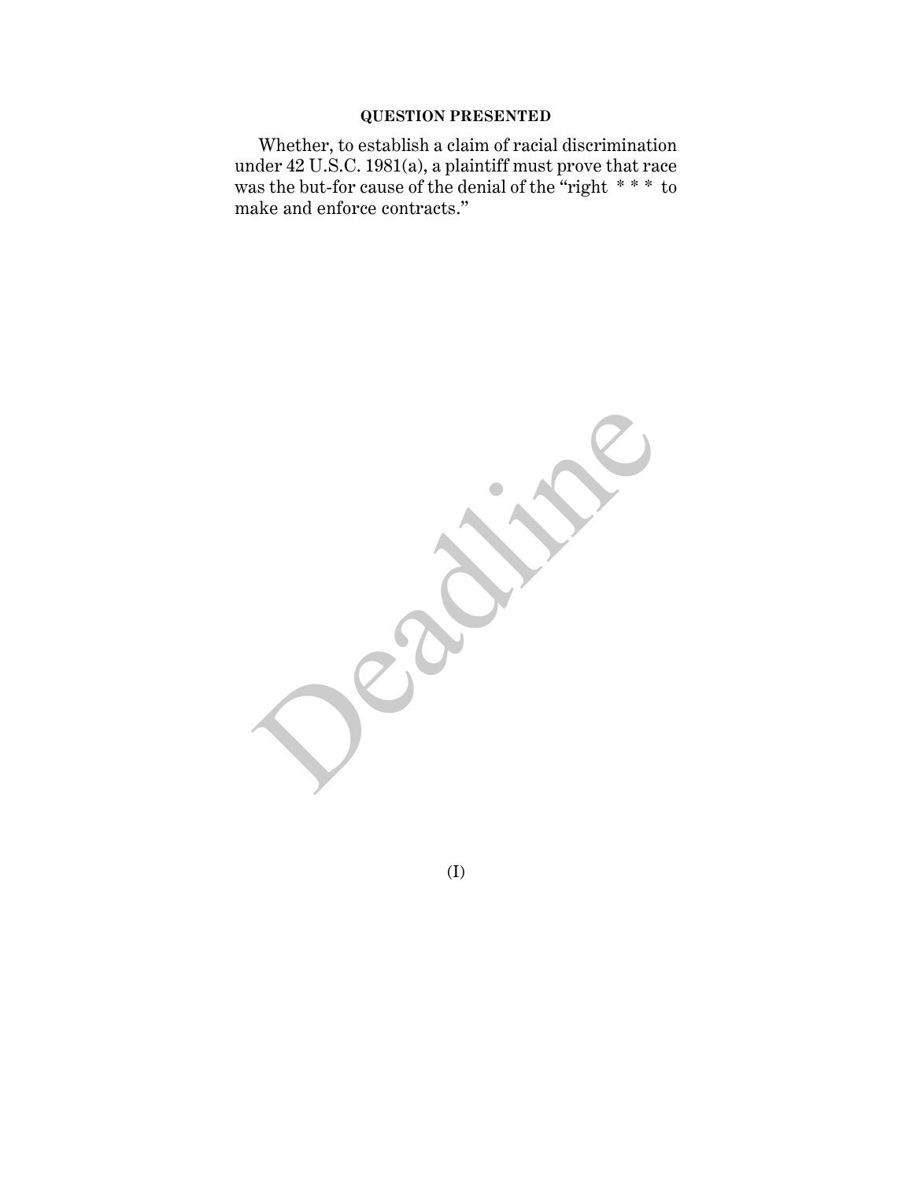**QUESTION PRESENTED**

Whether, to establish a claim of racial discrimination under 42 U.S.C. 1981(a), a plaintiff must prove that race was the but-for cause of the denial of the "right * * * to make and enforce contracts."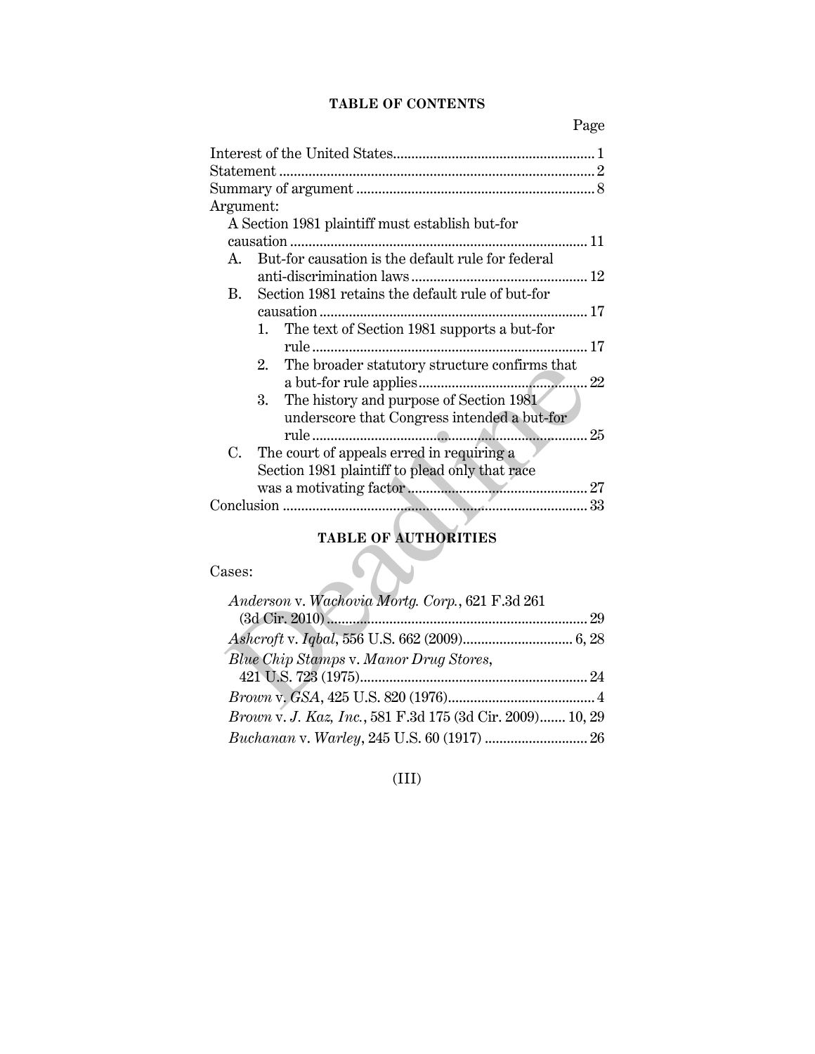## TABLE OF CONTENTS

| | Page |
|---|---|
| Interest of the United States | 1 |
| Statement | 2 |
| Summary of argument | 8 |
| Argument: | |
| A Section 1981 plaintiff must establish but-for causation | 11 |
| A. But-for causation is the default rule for federal anti-discrimination laws | 12 |
| B. Section 1981 retains the default rule of but-for causation | 17 |
| 1. The text of Section 1981 supports a but-for rule | 17 |
| 2. The broader statutory structure confirms that a but-for rule applies | 22 |
| 3. The history and purpose of Section 1981 underscore that Congress intended a but-for rule | 25 |
| C. The court of appeals erred in requiring a Section 1981 plaintiff to plead only that race was a motivating factor | 27 |
| Conclusion | 33 |

## TABLE OF AUTHORITIES

Cases:

*Anderson* v. *Wachovia Mortg. Corp.*, 621 F.3d 261 (3d Cir. 2010) ... 29

*Ashcroft* v. *Iqbal*, 556 U.S. 662 (2009) ... 6, 28

*Blue Chip Stamps* v. *Manor Drug Stores*, 421 U.S. 723 (1975) ... 24

*Brown* v. *GSA*, 425 U.S. 820 (1976) ... 4

*Brown* v. *J. Kaz, Inc.*, 581 F.3d 175 (3d Cir. 2009) ... 10, 29

*Buchanan* v. *Warley*, 245 U.S. 60 (1917) ... 26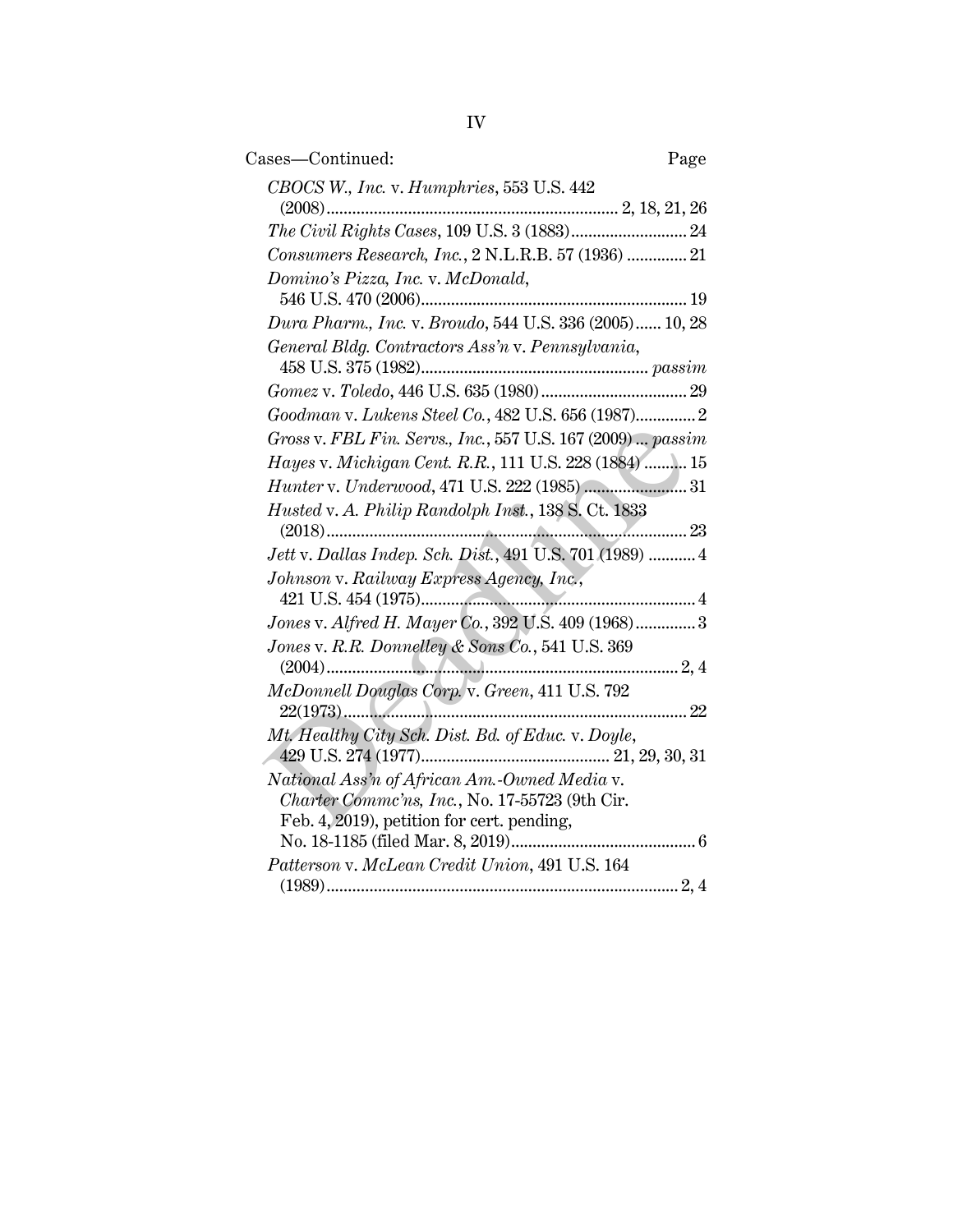Cases—Continued: Page

*CBOCS W., Inc.* v. *Humphries*, 553 U.S. 442 (2008) ... 2, 18, 21, 26

*The Civil Rights Cases*, 109 U.S. 3 (1883) ... 24

*Consumers Research, Inc.*, 2 N.L.R.B. 57 (1936) ... 21

*Domino's Pizza, Inc.* v. *McDonald*, 546 U.S. 470 (2006) ... 19

*Dura Pharm., Inc.* v. *Broudo*, 544 U.S. 336 (2005) ... 10, 28

*General Bldg. Contractors Ass'n* v. *Pennsylvania*, 458 U.S. 375 (1982) ... *passim*

*Gomez* v. *Toledo*, 446 U.S. 635 (1980) ... 29

*Goodman* v. *Lukens Steel Co.*, 482 U.S. 656 (1987) ... 2

*Gross* v. *FBL Fin. Servs., Inc.*, 557 U.S. 167 (2009) ... *passim*

*Hayes* v. *Michigan Cent. R.R.*, 111 U.S. 228 (1884) ... 15

*Hunter* v. *Underwood*, 471 U.S. 222 (1985) ... 31

*Husted* v. *A. Philip Randolph Inst.*, 138 S. Ct. 1833 (2018) ... 23

*Jett* v. *Dallas Indep. Sch. Dist.*, 491 U.S. 701 (1989) ... 4

*Johnson* v. *Railway Express Agency, Inc.*, 421 U.S. 454 (1975) ... 4

*Jones* v. *Alfred H. Mayer Co.*, 392 U.S. 409 (1968) ... 3

*Jones* v. *R.R. Donnelley & Sons Co.*, 541 U.S. 369 (2004) ... 2, 4

*McDonnell Douglas Corp.* v. *Green*, 411 U.S. 792 22(1973) ... 22

*Mt. Healthy City Sch. Dist. Bd. of Educ.* v. *Doyle*, 429 U.S. 274 (1977) ... 21, 29, 30, 31

*National Ass'n of African Am.-Owned Media* v. *Charter Commc'ns, Inc.*, No. 17-55723 (9th Cir. Feb. 4, 2019), petition for cert. pending, No. 18-1185 (filed Mar. 8, 2019) ... 6

*Patterson* v. *McLean Credit Union*, 491 U.S. 164 (1989) ... 2, 4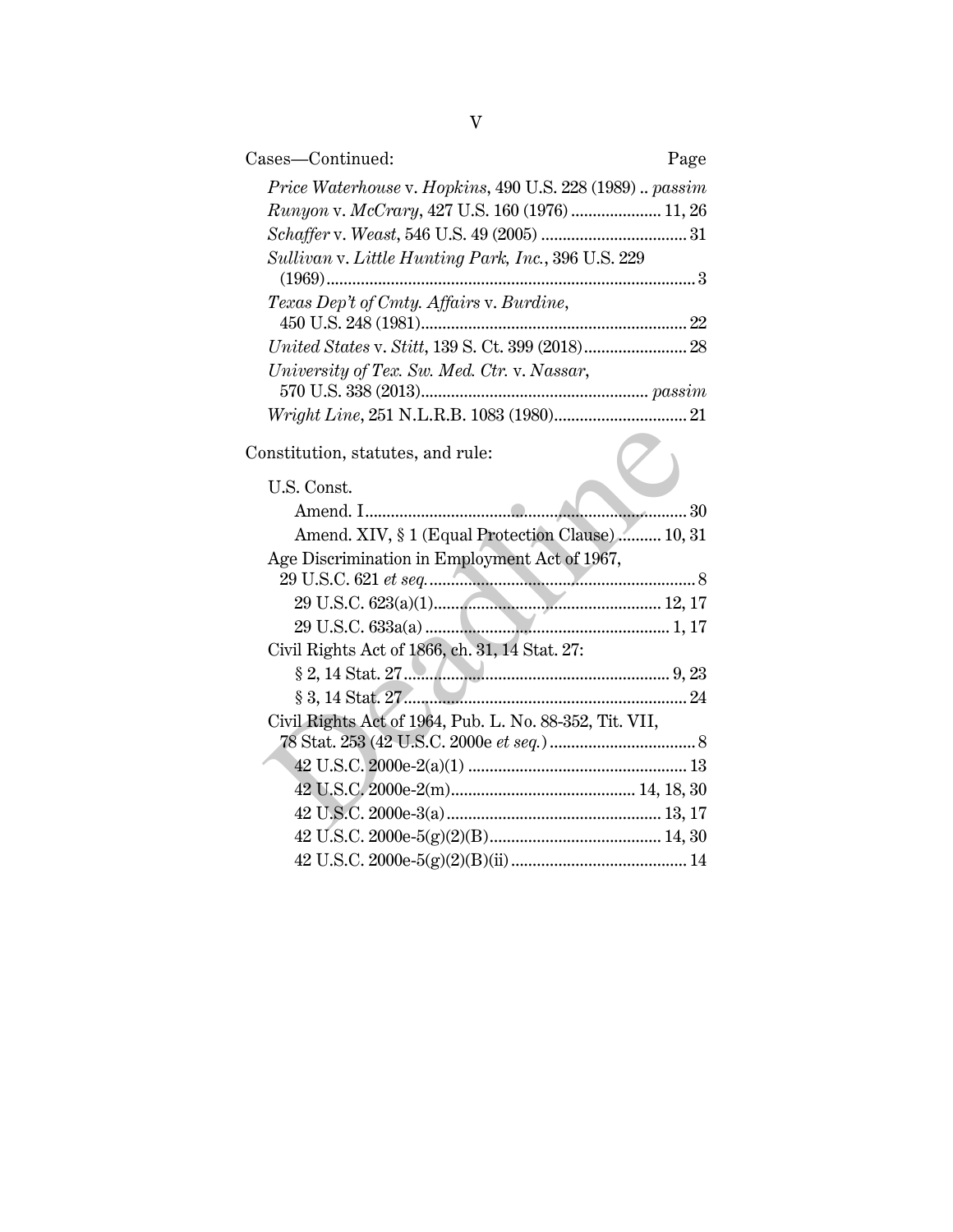Cases—Continued: Page

*Price Waterhouse* v. *Hopkins*, 490 U.S. 228 (1989) .. *passim*

*Runyon* v. *McCrary*, 427 U.S. 160 (1976) ..................... 11, 26

*Schaffer* v. *Weast*, 546 U.S. 49 (2005) .................................. 31

*Sullivan* v. *Little Hunting Park, Inc.*, 396 U.S. 229 (1969) ...................................................................................... 3

*Texas Dep't of Cmty. Affairs* v. *Burdine*, 450 U.S. 248 (1981) ............................................................. 22

*United States* v. *Stitt*, 139 S. Ct. 399 (2018) ........................ 28

*University of Tex. Sw. Med. Ctr.* v. *Nassar*, 570 U.S. 338 (2013) .................................................... *passim*

*Wright Line*, 251 N.L.R.B. 1083 (1980) ............................... 21

Constitution, statutes, and rule:

U.S. Const.

- Amend. I ........................................................................... 30
- Amend. XIV, § 1 (Equal Protection Clause) .......... 10, 31

Age Discrimination in Employment Act of 1967, 29 U.S.C. 621 *et seq.* ............................................................... 8

- 29 U.S.C. 623(a)(1) ..................................................... 12, 17
- 29 U.S.C. 633a(a) ......................................................... 1, 17

Civil Rights Act of 1866, ch. 31, 14 Stat. 27:

- § 2, 14 Stat. 27 ............................................................... 9, 23
- § 3, 14 Stat. 27 .................................................................. 24

Civil Rights Act of 1964, Pub. L. No. 88-352, Tit. VII, 78 Stat. 253 (42 U.S.C. 2000e *et seq.*) .................................. 8

- 42 U.S.C. 2000e-2(a)(1) ................................................... 13
- 42 U.S.C. 2000e-2(m) ........................................... 14, 18, 30
- 42 U.S.C. 2000e-3(a) .................................................. 13, 17
- 42 U.S.C. 2000e-5(g)(2)(B) ........................................ 14, 30
- 42 U.S.C. 2000e-5(g)(2)(B)(ii) ......................................... 14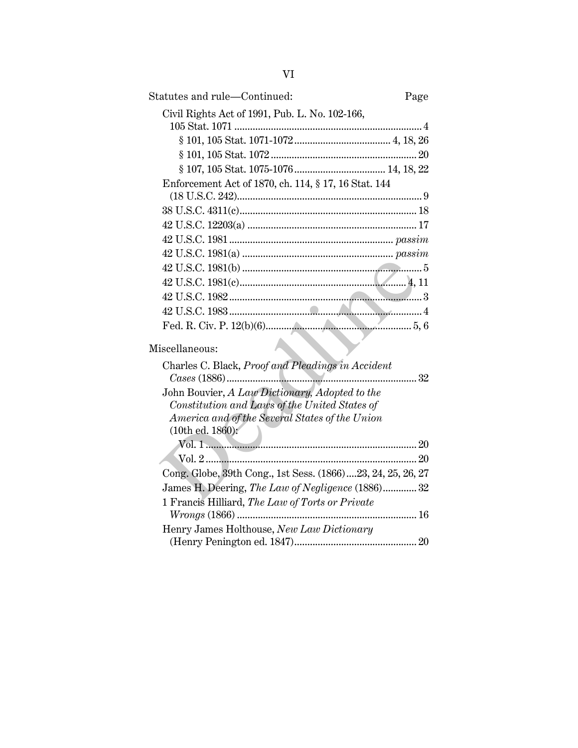Statutes and rule—Continued: Page

Civil Rights Act of 1991, Pub. L. No. 102-166, 105 Stat. 1071 ........................................................................ 4

§ 101, 105 Stat. 1071-1072 ..................................... 4, 18, 26

§ 101, 105 Stat. 1072 ........................................................ 20

§ 107, 105 Stat. 1075-1076 ................................... 14, 18, 22

Enforcement Act of 1870, ch. 114, § 17, 16 Stat. 144 (18 U.S.C. 242) ....................................................................... 9

38 U.S.C. 4311(c) .................................................................... 18

42 U.S.C. 12203(a) ................................................................. 17

42 U.S.C. 1981 ............................................................... *passim*

42 U.S.C. 1981(a) .......................................................... *passim*

42 U.S.C. 1981(b) ..................................................................... 5

42 U.S.C. 1981(c) ................................................................ 4, 11

42 U.S.C. 1982 .......................................................................... 3

42 U.S.C. 1983 .......................................................................... 4

Fed. R. Civ. P. 12(b)(6) ......................................................... 5, 6

Miscellaneous:

Charles C. Black, *Proof and Pleadings in Accident Cases* (1886) ......................................................................... 32

John Bouvier, *A Law Dictionary, Adopted to the Constitution and Laws of the United States of America and of the Several States of the Union* (10th ed. 1860):

Vol. 1 ................................................................................ 20

Vol. 2 ................................................................................ 20

Cong. Globe, 39th Cong., 1st Sess. (1866) ....23, 24, 25, 26, 27

James H. Deering, *The Law of Negligence* (1886) ............. 32

1 Francis Hilliard, *The Law of Torts or Private Wrongs* (1866) .................................................................... 16

Henry James Holthouse, *New Law Dictionary* (Henry Penington ed. 1847) ............................................... 20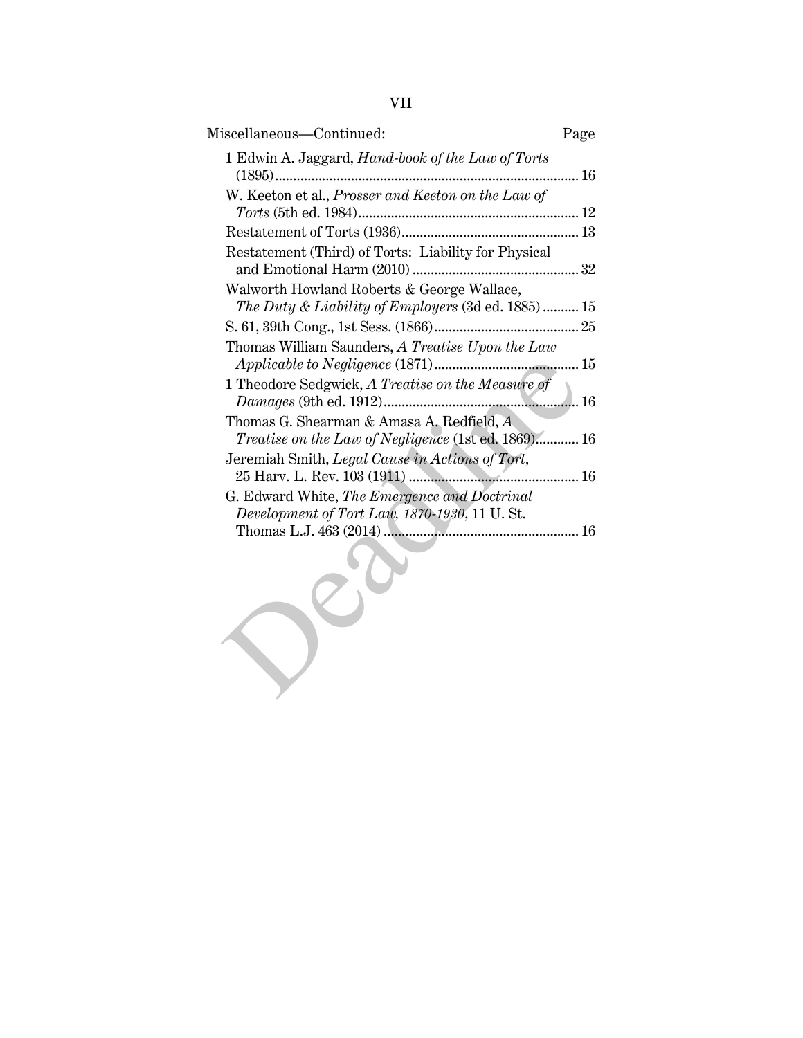Miscellaneous—Continued: Page

1 Edwin A. Jaggard, *Hand-book of the Law of Torts* (1895) ..... 16

W. Keeton et al., *Prosser and Keeton on the Law of Torts* (5th ed. 1984) ..... 12

Restatement of Torts (1936) ..... 13

Restatement (Third) of Torts: Liability for Physical and Emotional Harm (2010) ..... 32

Walworth Howland Roberts & George Wallace, *The Duty & Liability of Employers* (3d ed. 1885) ..... 15

S. 61, 39th Cong., 1st Sess. (1866) ..... 25

Thomas William Saunders, *A Treatise Upon the Law Applicable to Negligence* (1871) ..... 15

1 Theodore Sedgwick, *A Treatise on the Measure of Damages* (9th ed. 1912) ..... 16

Thomas G. Shearman & Amasa A. Redfield, *A Treatise on the Law of Negligence* (1st ed. 1869) ..... 16

Jeremiah Smith, *Legal Cause in Actions of Tort*, 25 Harv. L. Rev. 103 (1911) ..... 16

G. Edward White, *The Emergence and Doctrinal Development of Tort Law, 1870-1930*, 11 U. St. Thomas L.J. 463 (2014) ..... 16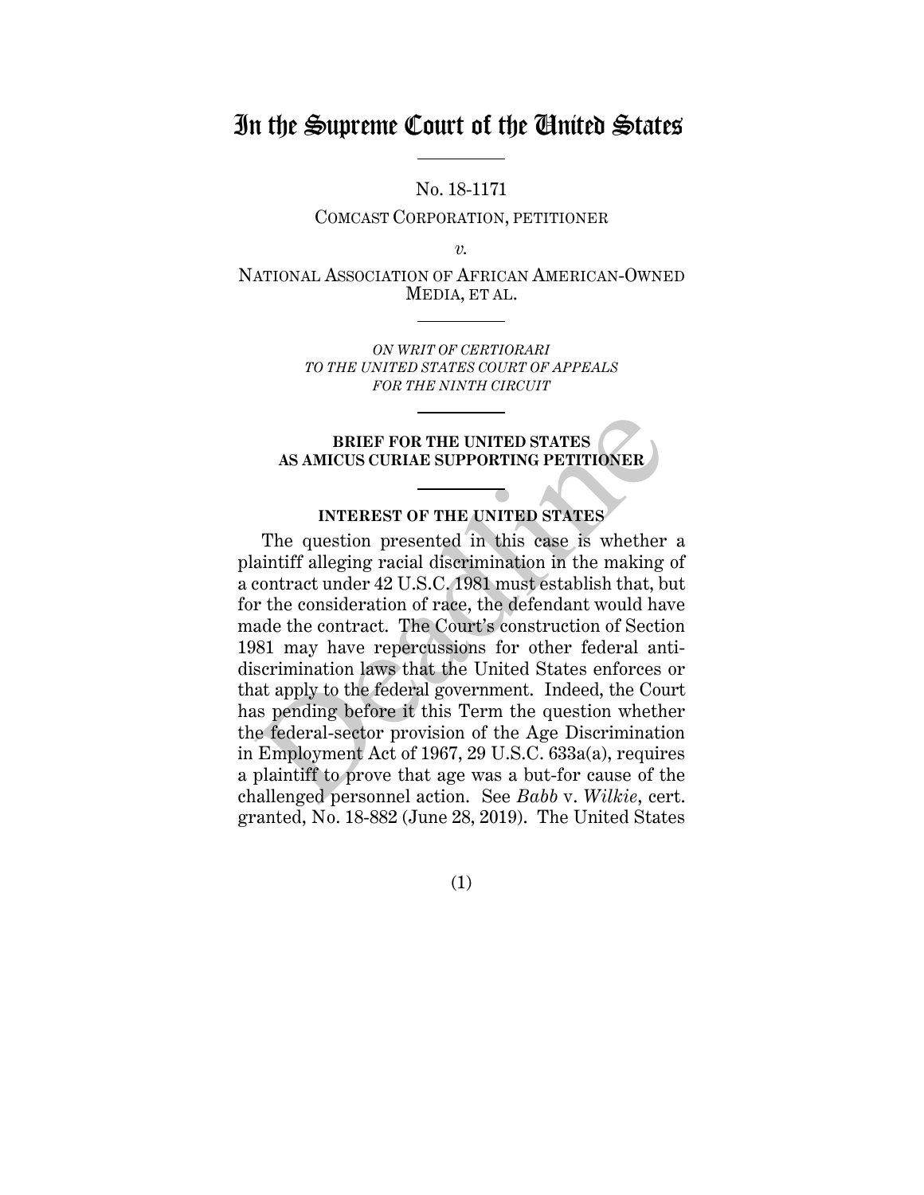# In the Supreme Court of the United States

No. 18-1171

COMCAST CORPORATION, PETITIONER

*v.*

NATIONAL ASSOCIATION OF AFRICAN AMERICAN-OWNED MEDIA, ET AL.

*ON WRIT OF CERTIORARI TO THE UNITED STATES COURT OF APPEALS FOR THE NINTH CIRCUIT*

**BRIEF FOR THE UNITED STATES AS AMICUS CURIAE SUPPORTING PETITIONER**

## INTEREST OF THE UNITED STATES

The question presented in this case is whether a plaintiff alleging racial discrimination in the making of a contract under 42 U.S.C. 1981 must establish that, but for the consideration of race, the defendant would have made the contract. The Court's construction of Section 1981 may have repercussions for other federal anti-discrimination laws that the United States enforces or that apply to the federal government. Indeed, the Court has pending before it this Term the question whether the federal-sector provision of the Age Discrimination in Employment Act of 1967, 29 U.S.C. 633a(a), requires a plaintiff to prove that age was a but-for cause of the challenged personnel action. See *Babb* v. *Wilkie*, cert. granted, No. 18-882 (June 28, 2019). The United States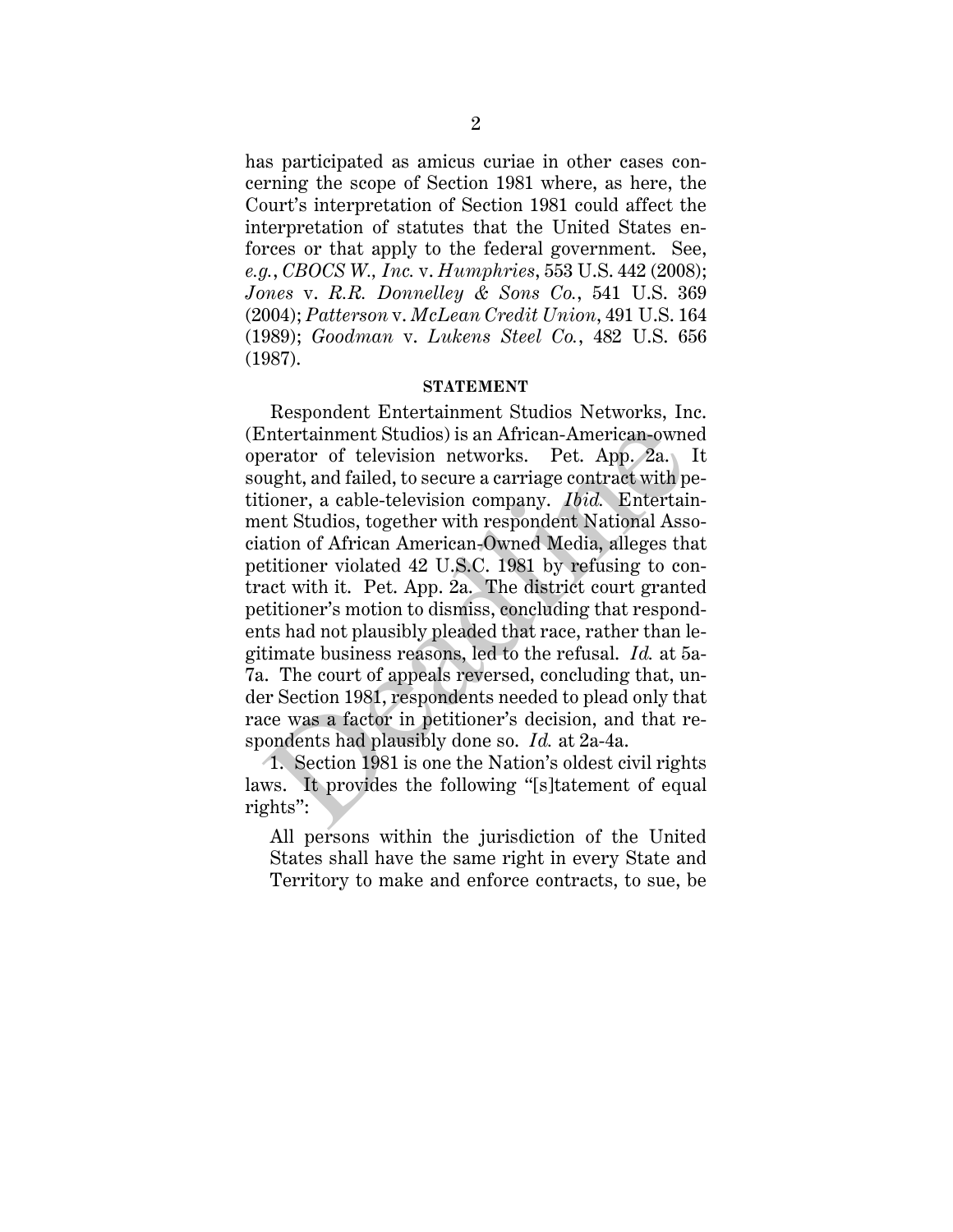has participated as amicus curiae in other cases concerning the scope of Section 1981 where, as here, the Court's interpretation of Section 1981 could affect the interpretation of statutes that the United States enforces or that apply to the federal government. See, *e.g.*, *CBOCS W., Inc.* v. *Humphries*, 553 U.S. 442 (2008); *Jones* v. *R.R. Donnelley & Sons Co.*, 541 U.S. 369 (2004); *Patterson* v. *McLean Credit Union*, 491 U.S. 164 (1989); *Goodman* v. *Lukens Steel Co.*, 482 U.S. 656 (1987).

## STATEMENT

Respondent Entertainment Studios Networks, Inc. (Entertainment Studios) is an African-American-owned operator of television networks. Pet. App. 2a. It sought, and failed, to secure a carriage contract with petitioner, a cable-television company. *Ibid.* Entertainment Studios, together with respondent National Association of African American-Owned Media, alleges that petitioner violated 42 U.S.C. 1981 by refusing to contract with it. Pet. App. 2a. The district court granted petitioner's motion to dismiss, concluding that respondents had not plausibly pleaded that race, rather than legitimate business reasons, led to the refusal. *Id.* at 5a-7a. The court of appeals reversed, concluding that, under Section 1981, respondents needed to plead only that race was a factor in petitioner's decision, and that respondents had plausibly done so. *Id.* at 2a-4a.

1. Section 1981 is one the Nation's oldest civil rights laws. It provides the following "[s]tatement of equal rights":

> All persons within the jurisdiction of the United States shall have the same right in every State and Territory to make and enforce contracts, to sue, be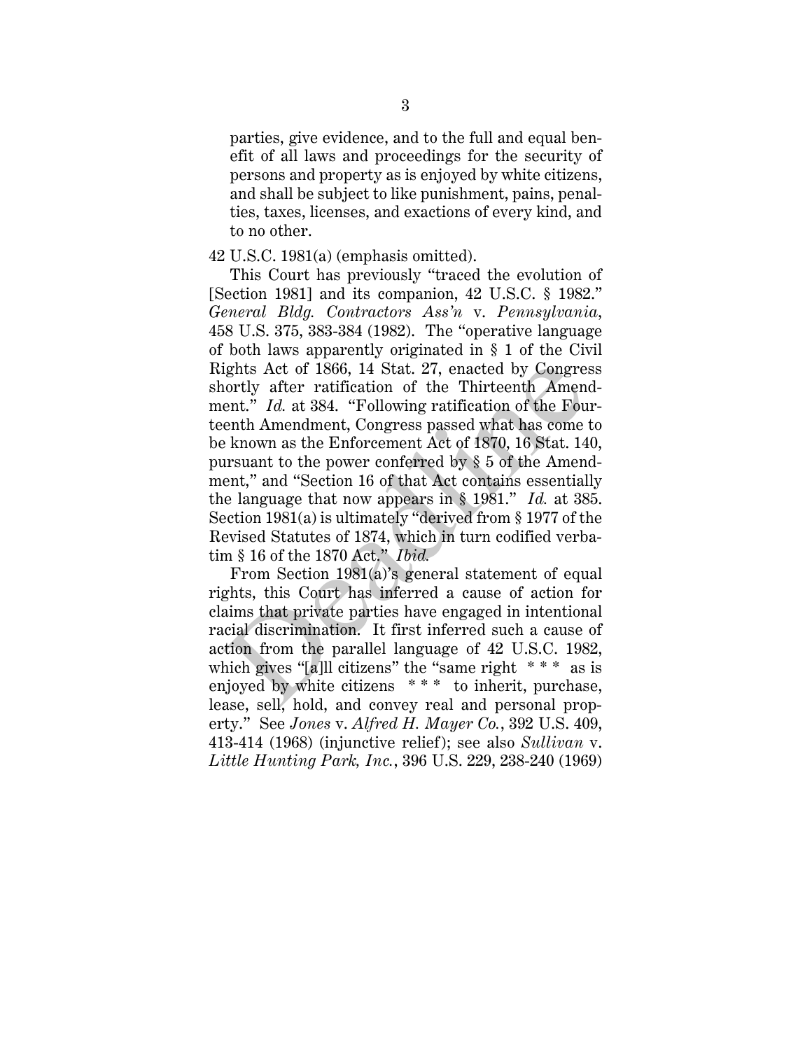> parties, give evidence, and to the full and equal benefit of all laws and proceedings for the security of persons and property as is enjoyed by white citizens, and shall be subject to like punishment, pains, penalties, taxes, licenses, and exactions of every kind, and to no other.

42 U.S.C. 1981(a) (emphasis omitted).

This Court has previously "traced the evolution of [Section 1981] and its companion, 42 U.S.C. § 1982." *General Bldg. Contractors Ass'n* v. *Pennsylvania*, 458 U.S. 375, 383-384 (1982). The "operative language of both laws apparently originated in § 1 of the Civil Rights Act of 1866, 14 Stat. 27, enacted by Congress shortly after ratification of the Thirteenth Amendment." *Id.* at 384. "Following ratification of the Fourteenth Amendment, Congress passed what has come to be known as the Enforcement Act of 1870, 16 Stat. 140, pursuant to the power conferred by § 5 of the Amendment," and "Section 16 of that Act contains essentially the language that now appears in § 1981." *Id.* at 385. Section 1981(a) is ultimately "derived from § 1977 of the Revised Statutes of 1874, which in turn codified verbatim § 16 of the 1870 Act." *Ibid.*

From Section 1981(a)'s general statement of equal rights, this Court has inferred a cause of action for claims that private parties have engaged in intentional racial discrimination. It first inferred such a cause of action from the parallel language of 42 U.S.C. 1982, which gives "[a]ll citizens" the "same right * * * as is enjoyed by white citizens * * * to inherit, purchase, lease, sell, hold, and convey real and personal property." See *Jones* v. *Alfred H. Mayer Co.*, 392 U.S. 409, 413-414 (1968) (injunctive relief); see also *Sullivan* v. *Little Hunting Park, Inc.*, 396 U.S. 229, 238-240 (1969)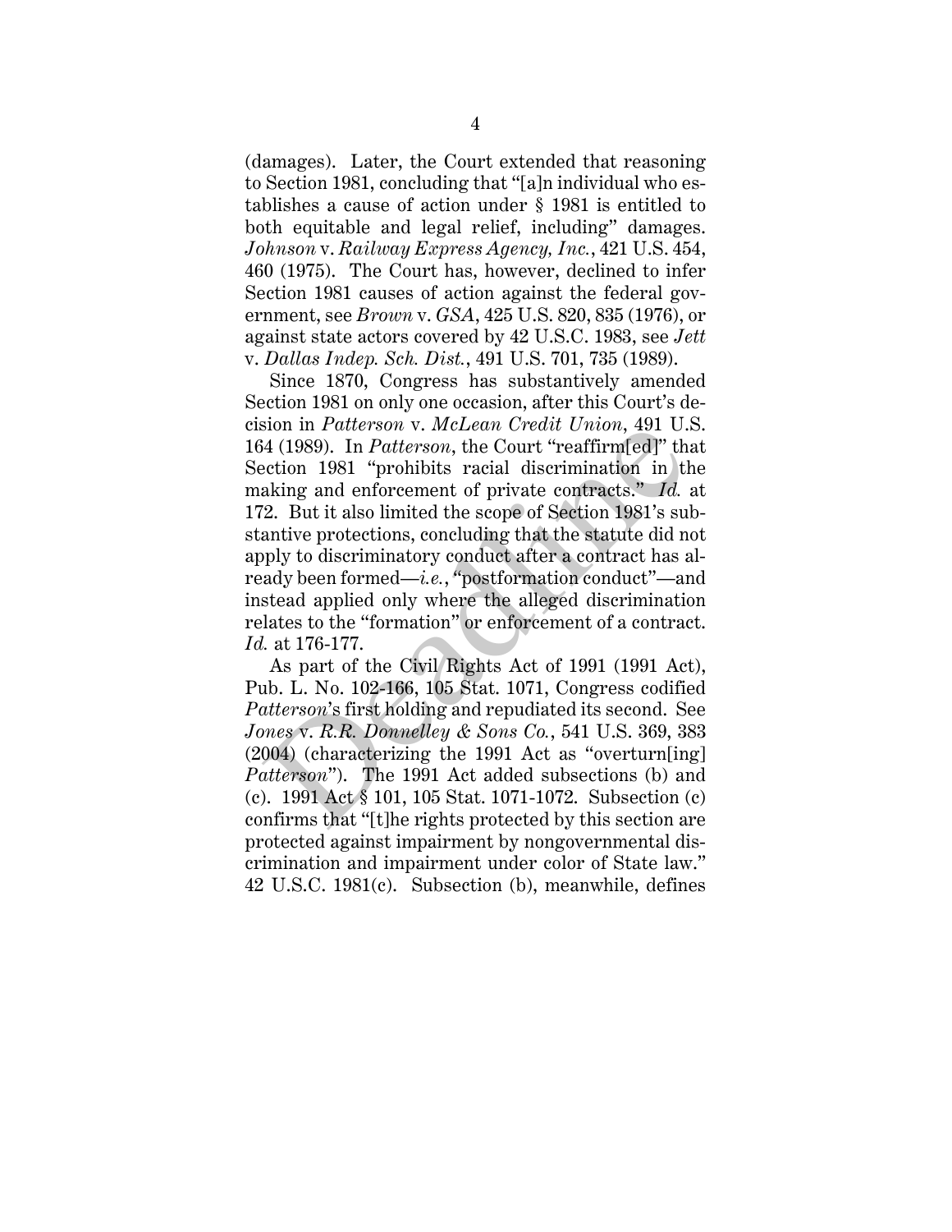(damages). Later, the Court extended that reasoning to Section 1981, concluding that "[a]n individual who establishes a cause of action under § 1981 is entitled to both equitable and legal relief, including" damages. *Johnson* v. *Railway Express Agency, Inc.*, 421 U.S. 454, 460 (1975). The Court has, however, declined to infer Section 1981 causes of action against the federal government, see *Brown* v. *GSA*, 425 U.S. 820, 835 (1976), or against state actors covered by 42 U.S.C. 1983, see *Jett* v. *Dallas Indep. Sch. Dist.*, 491 U.S. 701, 735 (1989).

Since 1870, Congress has substantively amended Section 1981 on only one occasion, after this Court's decision in *Patterson* v. *McLean Credit Union*, 491 U.S. 164 (1989). In *Patterson*, the Court "reaffirm[ed]" that Section 1981 "prohibits racial discrimination in the making and enforcement of private contracts." *Id.* at 172. But it also limited the scope of Section 1981's substantive protections, concluding that the statute did not apply to discriminatory conduct after a contract has already been formed—*i.e.*, "postformation conduct"—and instead applied only where the alleged discrimination relates to the "formation" or enforcement of a contract. *Id.* at 176-177.

As part of the Civil Rights Act of 1991 (1991 Act), Pub. L. No. 102-166, 105 Stat. 1071, Congress codified *Patterson*'s first holding and repudiated its second. See *Jones* v. *R.R. Donnelley & Sons Co.*, 541 U.S. 369, 383 (2004) (characterizing the 1991 Act as "overturn[ing] *Patterson*"). The 1991 Act added subsections (b) and (c). 1991 Act § 101, 105 Stat. 1071-1072. Subsection (c) confirms that "[t]he rights protected by this section are protected against impairment by nongovernmental discrimination and impairment under color of State law." 42 U.S.C. 1981(c). Subsection (b), meanwhile, defines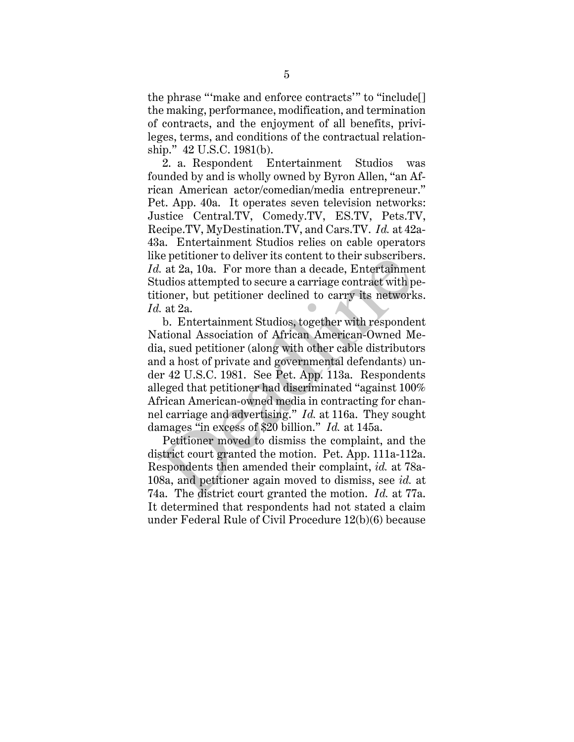the phrase "'make and enforce contracts'" to "include[] the making, performance, modification, and termination of contracts, and the enjoyment of all benefits, privileges, terms, and conditions of the contractual relationship." 42 U.S.C. 1981(b).

2. a. Respondent Entertainment Studios was founded by and is wholly owned by Byron Allen, "an African American actor/comedian/media entrepreneur." Pet. App. 40a. It operates seven television networks: Justice Central.TV, Comedy.TV, ES.TV, Pets.TV, Recipe.TV, MyDestination.TV, and Cars.TV. *Id.* at 42a-43a. Entertainment Studios relies on cable operators like petitioner to deliver its content to their subscribers. *Id.* at 2a, 10a. For more than a decade, Entertainment Studios attempted to secure a carriage contract with petitioner, but petitioner declined to carry its networks. *Id.* at 2a.

b. Entertainment Studios, together with respondent National Association of African American-Owned Media, sued petitioner (along with other cable distributors and a host of private and governmental defendants) under 42 U.S.C. 1981. See Pet. App. 113a. Respondents alleged that petitioner had discriminated "against 100% African American-owned media in contracting for channel carriage and advertising." *Id.* at 116a. They sought damages "in excess of $20 billion." *Id.* at 145a.

Petitioner moved to dismiss the complaint, and the district court granted the motion. Pet. App. 111a-112a. Respondents then amended their complaint, *id.* at 78a-108a, and petitioner again moved to dismiss, see *id.* at 74a. The district court granted the motion. *Id.* at 77a. It determined that respondents had not stated a claim under Federal Rule of Civil Procedure 12(b)(6) because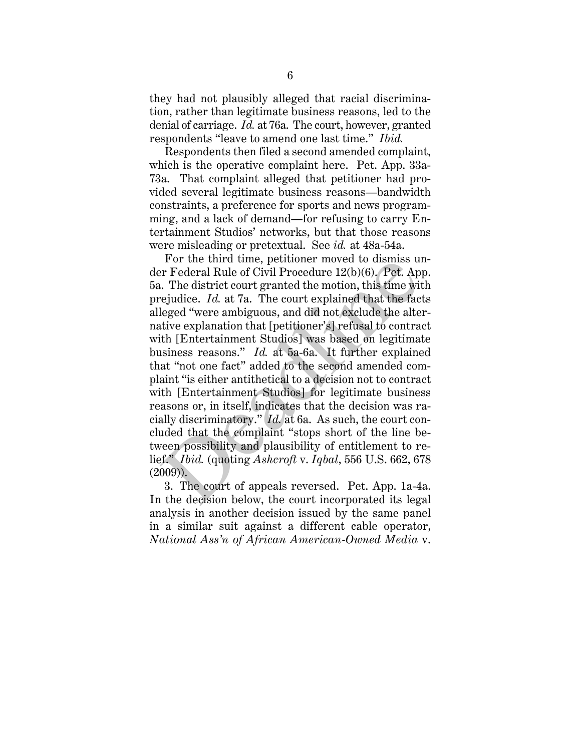they had not plausibly alleged that racial discrimination, rather than legitimate business reasons, led to the denial of carriage. *Id.* at 76a. The court, however, granted respondents "leave to amend one last time." *Ibid.*

Respondents then filed a second amended complaint, which is the operative complaint here. Pet. App. 33a-73a. That complaint alleged that petitioner had provided several legitimate business reasons—bandwidth constraints, a preference for sports and news programming, and a lack of demand—for refusing to carry Entertainment Studios' networks, but that those reasons were misleading or pretextual. See *id.* at 48a-54a.

For the third time, petitioner moved to dismiss under Federal Rule of Civil Procedure 12(b)(6). Pet. App. 5a. The district court granted the motion, this time with prejudice. *Id.* at 7a. The court explained that the facts alleged "were ambiguous, and did not exclude the alternative explanation that [petitioner's] refusal to contract with [Entertainment Studios] was based on legitimate business reasons." *Id.* at 5a-6a. It further explained that "not one fact" added to the second amended complaint "is either antithetical to a decision not to contract with [Entertainment Studios] for legitimate business reasons or, in itself, indicates that the decision was racially discriminatory." *Id.* at 6a. As such, the court concluded that the complaint "stops short of the line between possibility and plausibility of entitlement to relief." *Ibid.* (quoting *Ashcroft* v. *Iqbal*, 556 U.S. 662, 678 (2009)).

3. The court of appeals reversed. Pet. App. 1a-4a. In the decision below, the court incorporated its legal analysis in another decision issued by the same panel in a similar suit against a different cable operator, *National Ass'n of African American-Owned Media* v.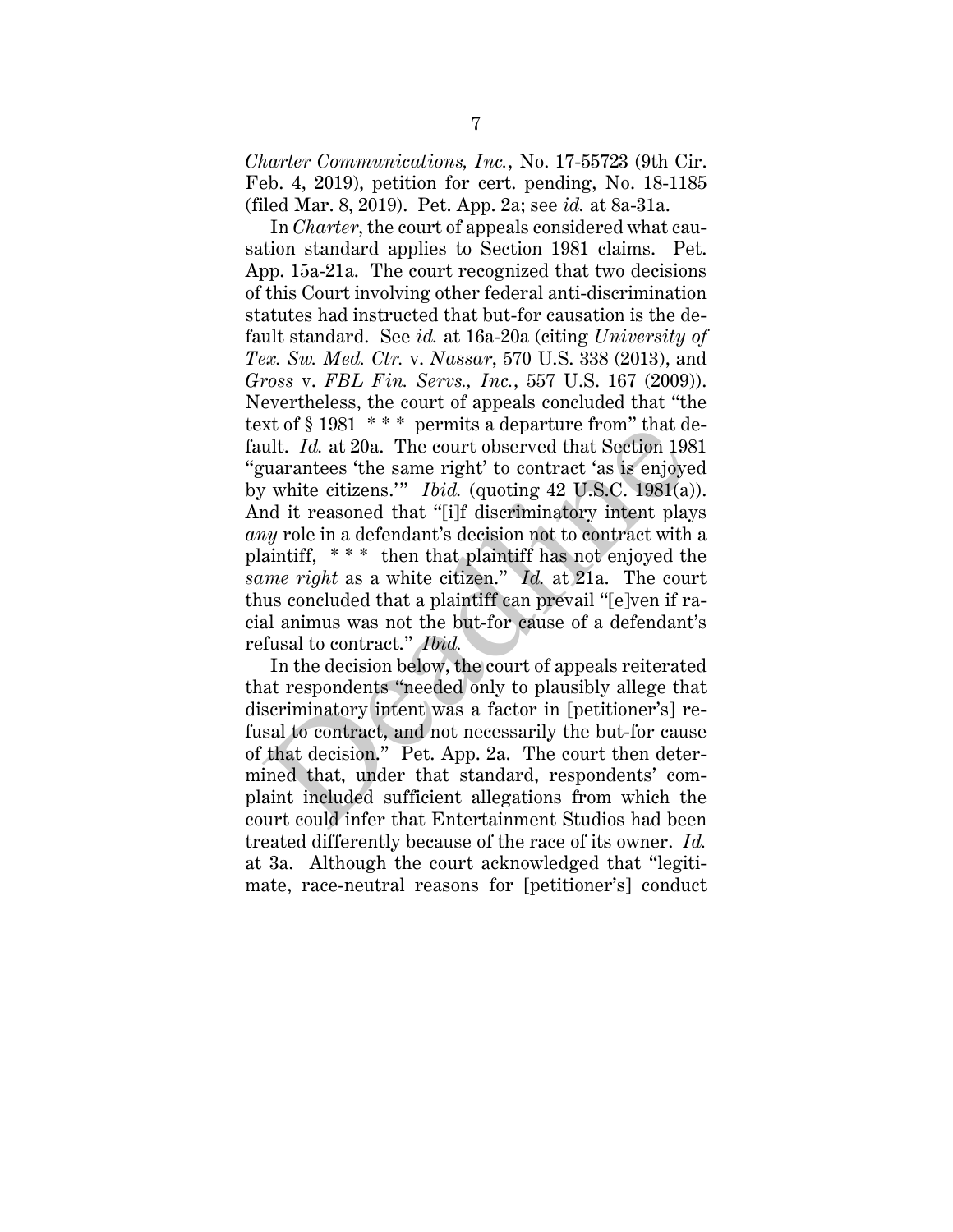*Charter Communications, Inc.*, No. 17-55723 (9th Cir. Feb. 4, 2019), petition for cert. pending, No. 18-1185 (filed Mar. 8, 2019). Pet. App. 2a; see *id.* at 8a-31a.

In *Charter*, the court of appeals considered what causation standard applies to Section 1981 claims. Pet. App. 15a-21a. The court recognized that two decisions of this Court involving other federal anti-discrimination statutes had instructed that but-for causation is the default standard. See *id.* at 16a-20a (citing *University of Tex. Sw. Med. Ctr.* v. *Nassar*, 570 U.S. 338 (2013), and *Gross* v. *FBL Fin. Servs., Inc.*, 557 U.S. 167 (2009)). Nevertheless, the court of appeals concluded that "the text of § 1981 * * * permits a departure from" that default. *Id.* at 20a. The court observed that Section 1981 "guarantees 'the same right' to contract 'as is enjoyed by white citizens.'" *Ibid.* (quoting 42 U.S.C. 1981(a)). And it reasoned that "[i]f discriminatory intent plays *any* role in a defendant's decision not to contract with a plaintiff, * * * then that plaintiff has not enjoyed the *same right* as a white citizen." *Id.* at 21a. The court thus concluded that a plaintiff can prevail "[e]ven if racial animus was not the but-for cause of a defendant's refusal to contract." *Ibid.*

In the decision below, the court of appeals reiterated that respondents "needed only to plausibly allege that discriminatory intent was a factor in [petitioner's] refusal to contract, and not necessarily the but-for cause of that decision." Pet. App. 2a. The court then determined that, under that standard, respondents' complaint included sufficient allegations from which the court could infer that Entertainment Studios had been treated differently because of the race of its owner. *Id.* at 3a. Although the court acknowledged that "legitimate, race-neutral reasons for [petitioner's] conduct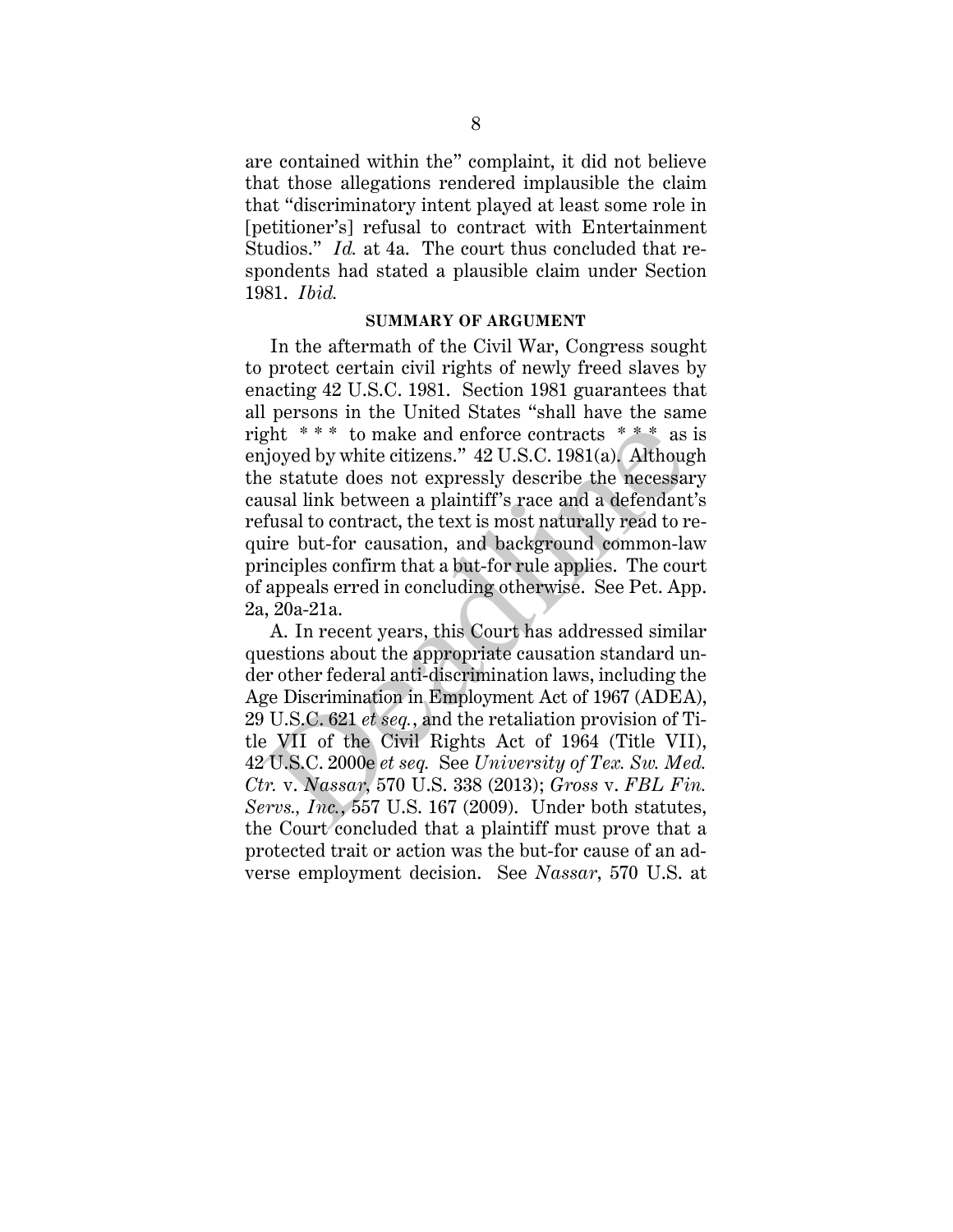are contained within the" complaint, it did not believe that those allegations rendered implausible the claim that "discriminatory intent played at least some role in [petitioner's] refusal to contract with Entertainment Studios." *Id.* at 4a. The court thus concluded that respondents had stated a plausible claim under Section 1981. *Ibid.*

## SUMMARY OF ARGUMENT

In the aftermath of the Civil War, Congress sought to protect certain civil rights of newly freed slaves by enacting 42 U.S.C. 1981. Section 1981 guarantees that all persons in the United States "shall have the same right * * * to make and enforce contracts * * * as is enjoyed by white citizens." 42 U.S.C. 1981(a). Although the statute does not expressly describe the necessary causal link between a plaintiff's race and a defendant's refusal to contract, the text is most naturally read to require but-for causation, and background common-law principles confirm that a but-for rule applies. The court of appeals erred in concluding otherwise. See Pet. App. 2a, 20a-21a.

A. In recent years, this Court has addressed similar questions about the appropriate causation standard under other federal anti-discrimination laws, including the Age Discrimination in Employment Act of 1967 (ADEA), 29 U.S.C. 621 *et seq.*, and the retaliation provision of Title VII of the Civil Rights Act of 1964 (Title VII), 42 U.S.C. 2000e *et seq.* See *University of Tex. Sw. Med. Ctr.* v. *Nassar*, 570 U.S. 338 (2013); *Gross* v. *FBL Fin. Servs., Inc.*, 557 U.S. 167 (2009). Under both statutes, the Court concluded that a plaintiff must prove that a protected trait or action was the but-for cause of an adverse employment decision. See *Nassar*, 570 U.S. at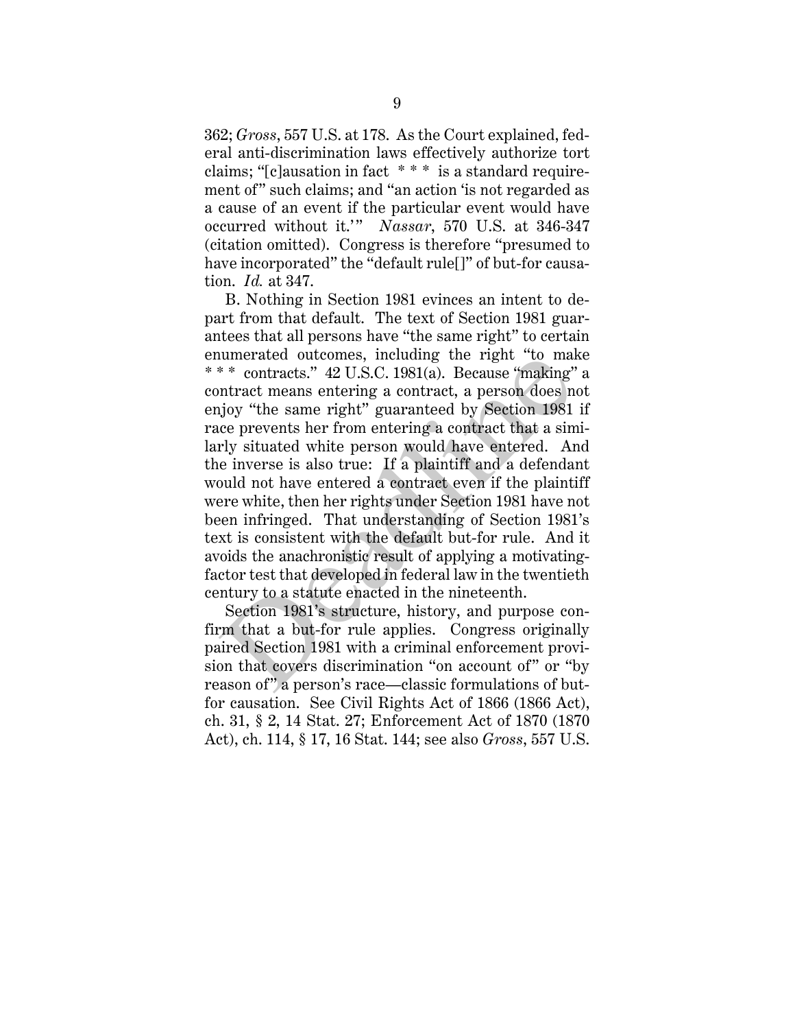362; *Gross*, 557 U.S. at 178. As the Court explained, federal anti-discrimination laws effectively authorize tort claims; "[c]ausation in fact * * * is a standard requirement of" such claims; and "an action 'is not regarded as a cause of an event if the particular event would have occurred without it.'" *Nassar*, 570 U.S. at 346-347 (citation omitted). Congress is therefore "presumed to have incorporated" the "default rule[]" of but-for causation. *Id.* at 347.

B. Nothing in Section 1981 evinces an intent to depart from that default. The text of Section 1981 guarantees that all persons have "the same right" to certain enumerated outcomes, including the right "to make * * * contracts." 42 U.S.C. 1981(a). Because "making" a contract means entering a contract, a person does not enjoy "the same right" guaranteed by Section 1981 if race prevents her from entering a contract that a similarly situated white person would have entered. And the inverse is also true: If a plaintiff and a defendant would not have entered a contract even if the plaintiff were white, then her rights under Section 1981 have not been infringed. That understanding of Section 1981's text is consistent with the default but-for rule. And it avoids the anachronistic result of applying a motivating-factor test that developed in federal law in the twentieth century to a statute enacted in the nineteenth.

Section 1981's structure, history, and purpose confirm that a but-for rule applies. Congress originally paired Section 1981 with a criminal enforcement provision that covers discrimination "on account of" or "by reason of" a person's race—classic formulations of but-for causation. See Civil Rights Act of 1866 (1866 Act), ch. 31, § 2, 14 Stat. 27; Enforcement Act of 1870 (1870 Act), ch. 114, § 17, 16 Stat. 144; see also *Gross*, 557 U.S.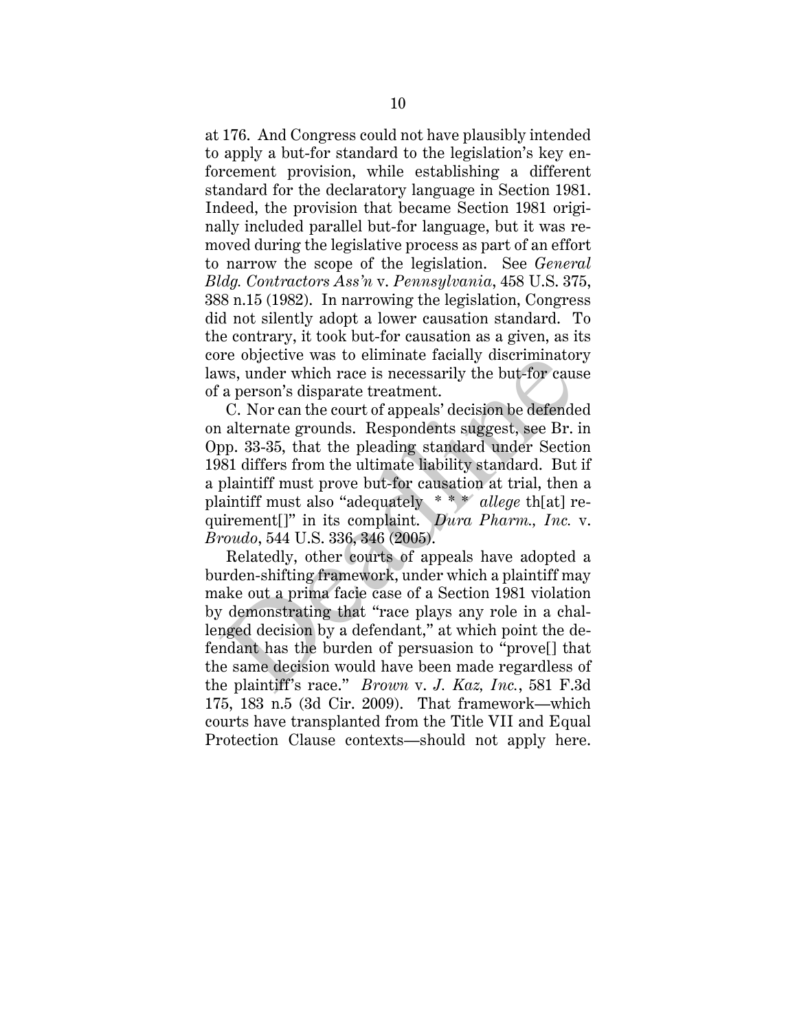at 176. And Congress could not have plausibly intended to apply a but-for standard to the legislation's key enforcement provision, while establishing a different standard for the declaratory language in Section 1981. Indeed, the provision that became Section 1981 originally included parallel but-for language, but it was removed during the legislative process as part of an effort to narrow the scope of the legislation. See *General Bldg. Contractors Ass'n* v. *Pennsylvania*, 458 U.S. 375, 388 n.15 (1982). In narrowing the legislation, Congress did not silently adopt a lower causation standard. To the contrary, it took but-for causation as a given, as its core objective was to eliminate facially discriminatory laws, under which race is necessarily the but-for cause of a person's disparate treatment.

C. Nor can the court of appeals' decision be defended on alternate grounds. Respondents suggest, see Br. in Opp. 33-35, that the pleading standard under Section 1981 differs from the ultimate liability standard. But if a plaintiff must prove but-for causation at trial, then a plaintiff must also "adequately * * * *allege* th[at] requirement[]" in its complaint. *Dura Pharm., Inc.* v. *Broudo*, 544 U.S. 336, 346 (2005).

Relatedly, other courts of appeals have adopted a burden-shifting framework, under which a plaintiff may make out a prima facie case of a Section 1981 violation by demonstrating that "race plays any role in a challenged decision by a defendant," at which point the defendant has the burden of persuasion to "prove[] that the same decision would have been made regardless of the plaintiff's race." *Brown* v. *J. Kaz, Inc.*, 581 F.3d 175, 183 n.5 (3d Cir. 2009). That framework—which courts have transplanted from the Title VII and Equal Protection Clause contexts—should not apply here.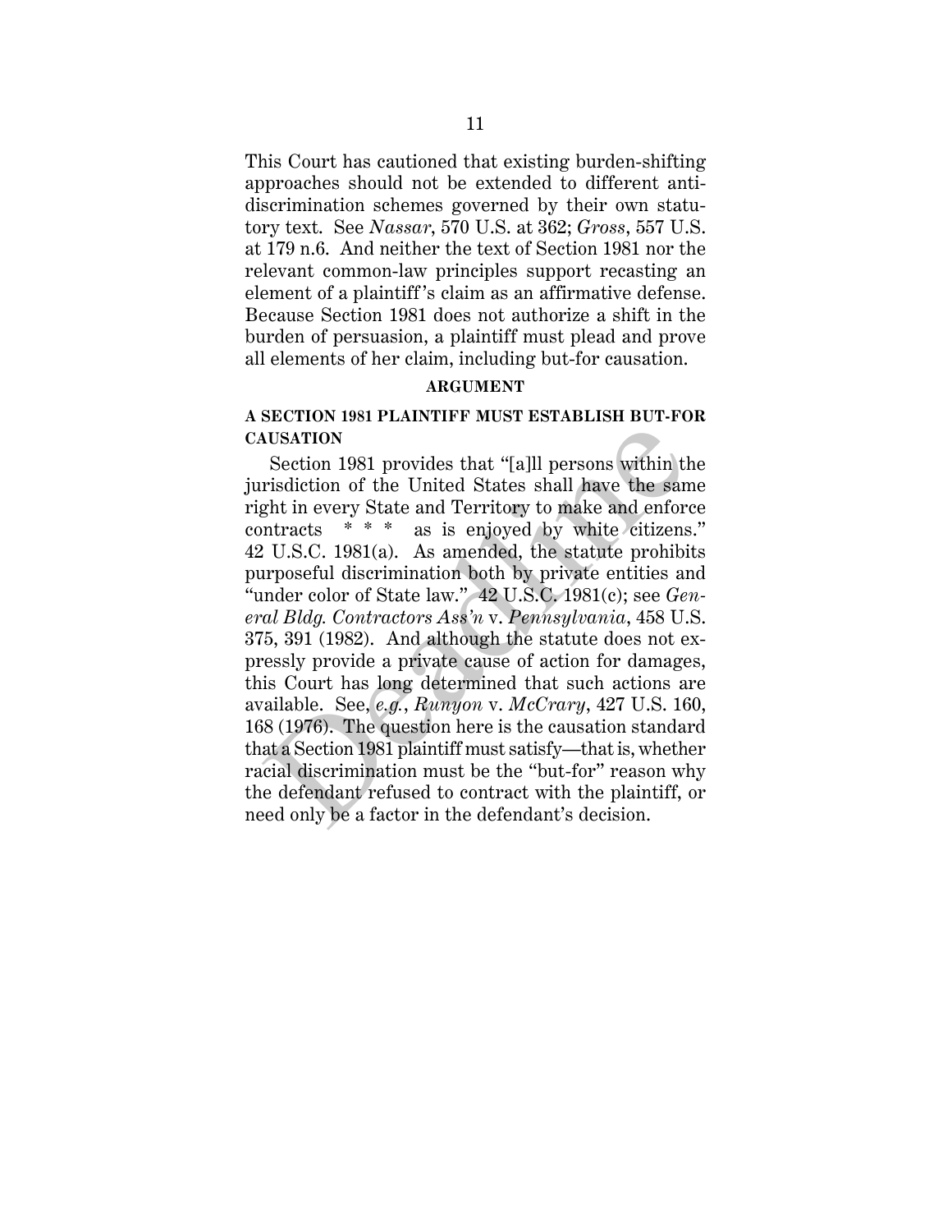This Court has cautioned that existing burden-shifting approaches should not be extended to different anti-discrimination schemes governed by their own statutory text. See *Nassar*, 570 U.S. at 362; *Gross*, 557 U.S. at 179 n.6. And neither the text of Section 1981 nor the relevant common-law principles support recasting an element of a plaintiff's claim as an affirmative defense. Because Section 1981 does not authorize a shift in the burden of persuasion, a plaintiff must plead and prove all elements of her claim, including but-for causation.

## ARGUMENT

### A SECTION 1981 PLAINTIFF MUST ESTABLISH BUT-FOR CAUSATION

Section 1981 provides that "[a]ll persons within the jurisdiction of the United States shall have the same right in every State and Territory to make and enforce contracts \* \* \* as is enjoyed by white citizens." 42 U.S.C. 1981(a). As amended, the statute prohibits purposeful discrimination both by private entities and "under color of State law." 42 U.S.C. 1981(c); see *General Bldg. Contractors Ass'n* v. *Pennsylvania*, 458 U.S. 375, 391 (1982). And although the statute does not expressly provide a private cause of action for damages, this Court has long determined that such actions are available. See, *e.g.*, *Runyon* v. *McCrary*, 427 U.S. 160, 168 (1976). The question here is the causation standard that a Section 1981 plaintiff must satisfy—that is, whether racial discrimination must be the "but-for" reason why the defendant refused to contract with the plaintiff, or need only be a factor in the defendant's decision.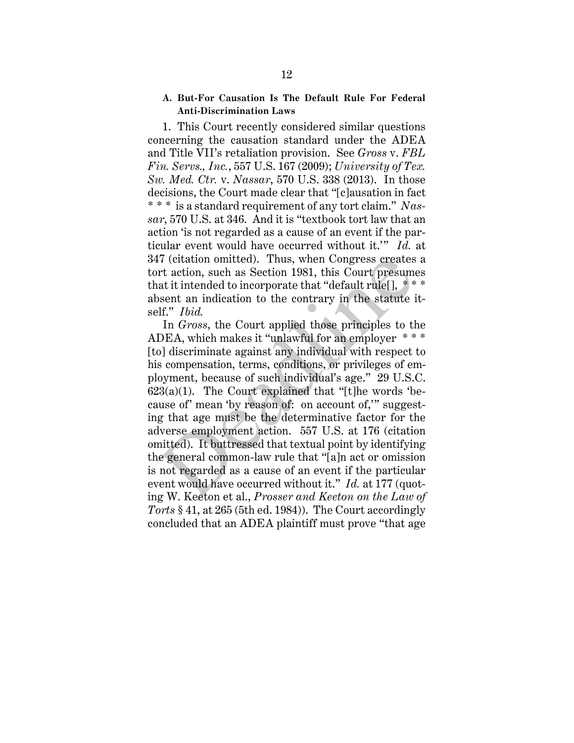### A. But-For Causation Is The Default Rule For Federal Anti-Discrimination Laws

1. This Court recently considered similar questions concerning the causation standard under the ADEA and Title VII's retaliation provision. See *Gross* v. *FBL Fin. Servs., Inc.*, 557 U.S. 167 (2009); *University of Tex. Sw. Med. Ctr.* v. *Nassar*, 570 U.S. 338 (2013). In those decisions, the Court made clear that "[c]ausation in fact * * * is a standard requirement of any tort claim." *Nassar*, 570 U.S. at 346. And it is "textbook tort law that an action 'is not regarded as a cause of an event if the particular event would have occurred without it.'" *Id.* at 347 (citation omitted). Thus, when Congress creates a tort action, such as Section 1981, this Court presumes that it intended to incorporate that "default rule[], * * * absent an indication to the contrary in the statute itself." *Ibid.*

In *Gross*, the Court applied those principles to the ADEA, which makes it "unlawful for an employer * * * [to] discriminate against any individual with respect to his compensation, terms, conditions, or privileges of employment, because of such individual's age." 29 U.S.C. 623(a)(1). The Court explained that "[t]he words 'because of' mean 'by reason of: on account of,'" suggesting that age must be the determinative factor for the adverse employment action. 557 U.S. at 176 (citation omitted). It buttressed that textual point by identifying the general common-law rule that "[a]n act or omission is not regarded as a cause of an event if the particular event would have occurred without it." *Id.* at 177 (quoting W. Keeton et al., *Prosser and Keeton on the Law of Torts* § 41, at 265 (5th ed. 1984)). The Court accordingly concluded that an ADEA plaintiff must prove "that age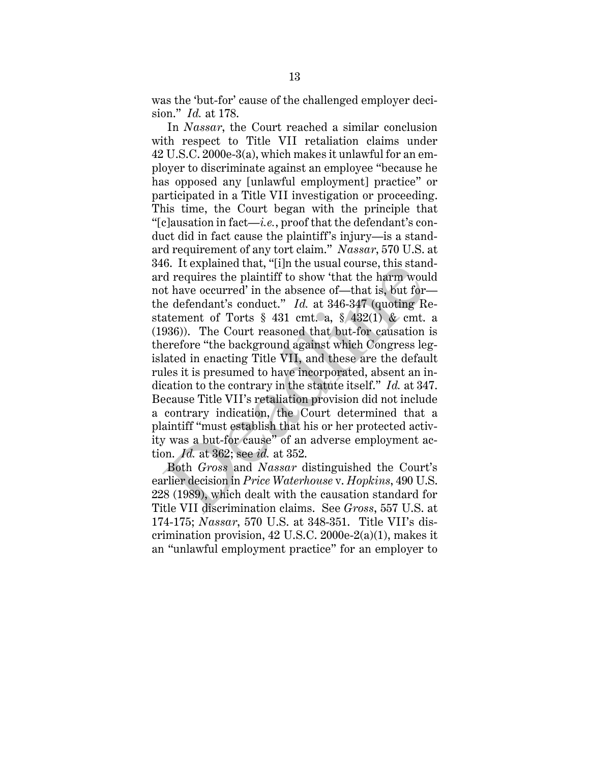was the 'but-for' cause of the challenged employer decision." *Id.* at 178.

In *Nassar*, the Court reached a similar conclusion with respect to Title VII retaliation claims under 42 U.S.C. 2000e-3(a), which makes it unlawful for an employer to discriminate against an employee "because he has opposed any [unlawful employment] practice" or participated in a Title VII investigation or proceeding. This time, the Court began with the principle that "[c]ausation in fact—*i.e.*, proof that the defendant's conduct did in fact cause the plaintiff's injury—is a standard requirement of any tort claim." *Nassar*, 570 U.S. at 346. It explained that, "[i]n the usual course, this standard requires the plaintiff to show 'that the harm would not have occurred' in the absence of—that is, but for—the defendant's conduct." *Id.* at 346-347 (quoting Restatement of Torts § 431 cmt. a, § 432(1) & cmt. a (1936)). The Court reasoned that but-for causation is therefore "the background against which Congress legislated in enacting Title VII, and these are the default rules it is presumed to have incorporated, absent an indication to the contrary in the statute itself." *Id.* at 347. Because Title VII's retaliation provision did not include a contrary indication, the Court determined that a plaintiff "must establish that his or her protected activity was a but-for cause" of an adverse employment action. *Id.* at 362; see *id.* at 352.

Both *Gross* and *Nassar* distinguished the Court's earlier decision in *Price Waterhouse* v. *Hopkins*, 490 U.S. 228 (1989), which dealt with the causation standard for Title VII discrimination claims. See *Gross*, 557 U.S. at 174-175; *Nassar*, 570 U.S. at 348-351. Title VII's discrimination provision, 42 U.S.C. 2000e-2(a)(1), makes it an "unlawful employment practice" for an employer to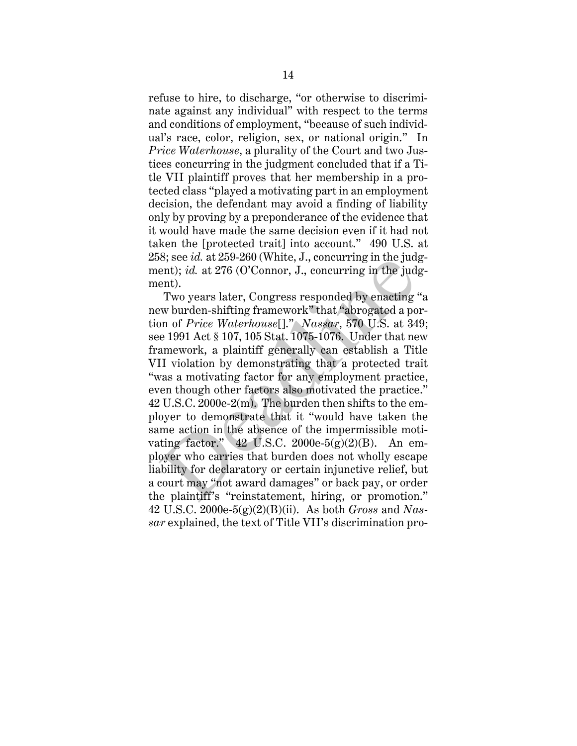refuse to hire, to discharge, "or otherwise to discriminate against any individual" with respect to the terms and conditions of employment, "because of such individual's race, color, religion, sex, or national origin." In *Price Waterhouse*, a plurality of the Court and two Justices concurring in the judgment concluded that if a Title VII plaintiff proves that her membership in a protected class "played a motivating part in an employment decision, the defendant may avoid a finding of liability only by proving by a preponderance of the evidence that it would have made the same decision even if it had not taken the [protected trait] into account." 490 U.S. at 258; see *id.* at 259-260 (White, J., concurring in the judgment); *id.* at 276 (O'Connor, J., concurring in the judgment).

Two years later, Congress responded by enacting "a new burden-shifting framework" that "abrogated a portion of *Price Waterhouse*[]." *Nassar*, 570 U.S. at 349; see 1991 Act § 107, 105 Stat. 1075-1076. Under that new framework, a plaintiff generally can establish a Title VII violation by demonstrating that a protected trait "was a motivating factor for any employment practice, even though other factors also motivated the practice." 42 U.S.C. 2000e-2(m). The burden then shifts to the employer to demonstrate that it "would have taken the same action in the absence of the impermissible motivating factor." 42 U.S.C. 2000e-5(g)(2)(B). An employer who carries that burden does not wholly escape liability for declaratory or certain injunctive relief, but a court may "not award damages" or back pay, or order the plaintiff's "reinstatement, hiring, or promotion." 42 U.S.C. 2000e-5(g)(2)(B)(ii). As both *Gross* and *Nassar* explained, the text of Title VII's discrimination pro-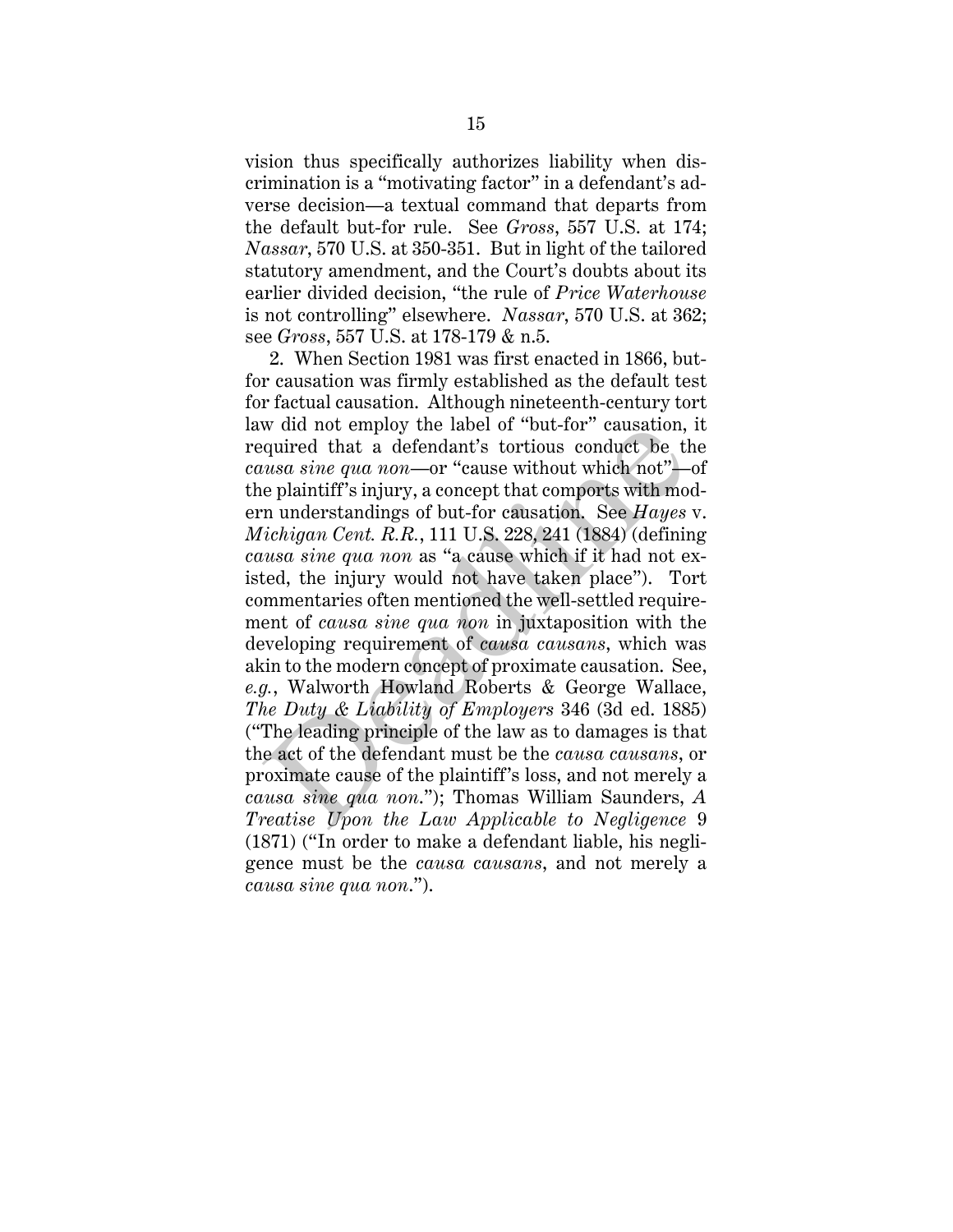vision thus specifically authorizes liability when discrimination is a "motivating factor" in a defendant's adverse decision—a textual command that departs from the default but-for rule. See *Gross*, 557 U.S. at 174; *Nassar*, 570 U.S. at 350-351. But in light of the tailored statutory amendment, and the Court's doubts about its earlier divided decision, "the rule of *Price Waterhouse* is not controlling" elsewhere. *Nassar*, 570 U.S. at 362; see *Gross*, 557 U.S. at 178-179 & n.5.

2. When Section 1981 was first enacted in 1866, but-for causation was firmly established as the default test for factual causation. Although nineteenth-century tort law did not employ the label of "but-for" causation, it required that a defendant's tortious conduct be the *causa sine qua non*—or "cause without which not"—of the plaintiff's injury, a concept that comports with modern understandings of but-for causation. See *Hayes* v. *Michigan Cent. R.R.*, 111 U.S. 228, 241 (1884) (defining *causa sine qua non* as "a cause which if it had not existed, the injury would not have taken place"). Tort commentaries often mentioned the well-settled requirement of *causa sine qua non* in juxtaposition with the developing requirement of *causa causans*, which was akin to the modern concept of proximate causation. See, *e.g.*, Walworth Howland Roberts & George Wallace, *The Duty & Liability of Employers* 346 (3d ed. 1885) ("The leading principle of the law as to damages is that the act of the defendant must be the *causa causans*, or proximate cause of the plaintiff's loss, and not merely a *causa sine qua non*."); Thomas William Saunders, *A Treatise Upon the Law Applicable to Negligence* 9 (1871) ("In order to make a defendant liable, his negligence must be the *causa causans*, and not merely a *causa sine qua non*.").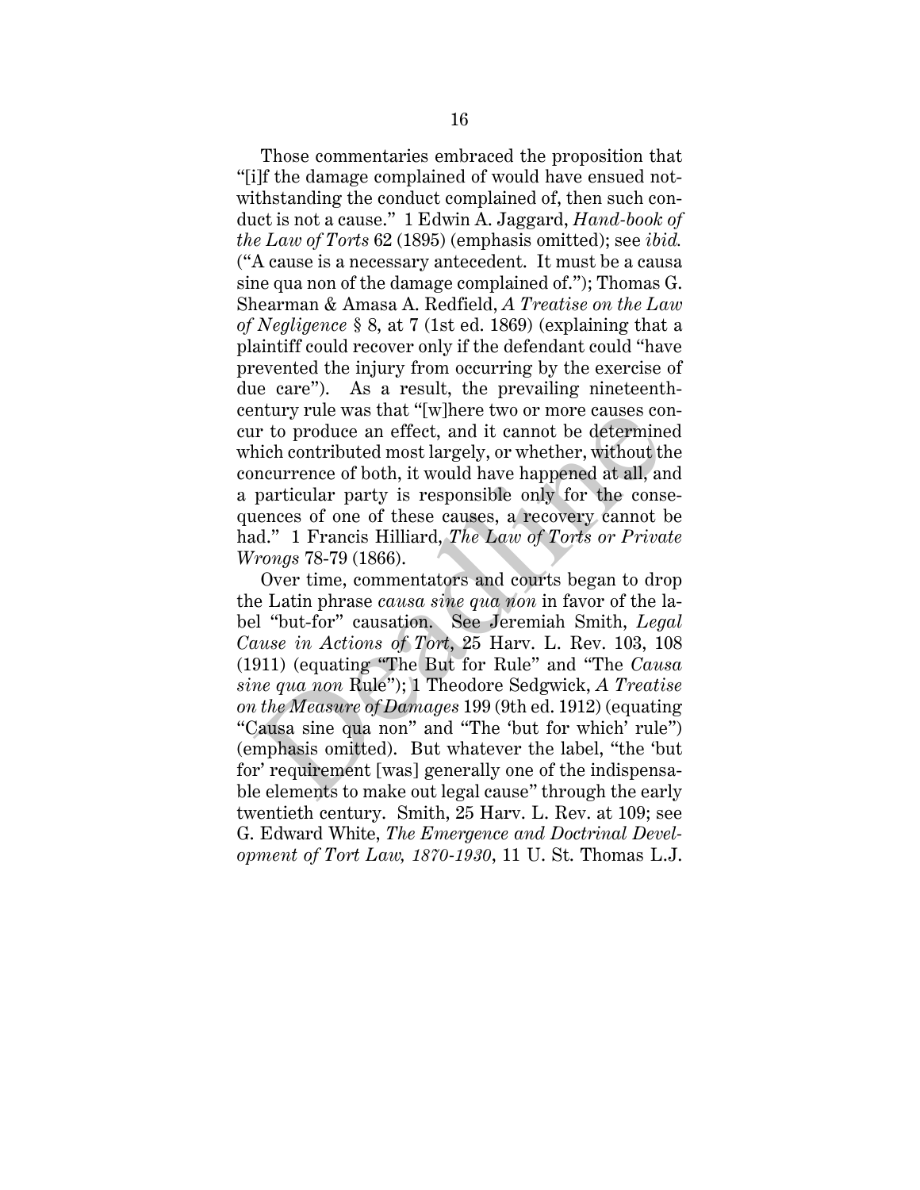Those commentaries embraced the proposition that "[i]f the damage complained of would have ensued notwithstanding the conduct complained of, then such conduct is not a cause." 1 Edwin A. Jaggard, *Hand-book of the Law of Torts* 62 (1895) (emphasis omitted); see *ibid.* ("A cause is a necessary antecedent. It must be a causa sine qua non of the damage complained of."); Thomas G. Shearman & Amasa A. Redfield, *A Treatise on the Law of Negligence* § 8, at 7 (1st ed. 1869) (explaining that a plaintiff could recover only if the defendant could "have prevented the injury from occurring by the exercise of due care"). As a result, the prevailing nineteenth-century rule was that "[w]here two or more causes concur to produce an effect, and it cannot be determined which contributed most largely, or whether, without the concurrence of both, it would have happened at all, and a particular party is responsible only for the consequences of one of these causes, a recovery cannot be had." 1 Francis Hilliard, *The Law of Torts or Private Wrongs* 78-79 (1866).

Over time, commentators and courts began to drop the Latin phrase *causa sine qua non* in favor of the label "but-for" causation. See Jeremiah Smith, *Legal Cause in Actions of Tort*, 25 Harv. L. Rev. 103, 108 (1911) (equating "The But for Rule" and "The *Causa sine qua non* Rule"); 1 Theodore Sedgwick, *A Treatise on the Measure of Damages* 199 (9th ed. 1912) (equating "Causa sine qua non" and "The 'but for which' rule") (emphasis omitted). But whatever the label, "the 'but for' requirement [was] generally one of the indispensable elements to make out legal cause" through the early twentieth century. Smith, 25 Harv. L. Rev. at 109; see G. Edward White, *The Emergence and Doctrinal Development of Tort Law, 1870-1930*, 11 U. St. Thomas L.J.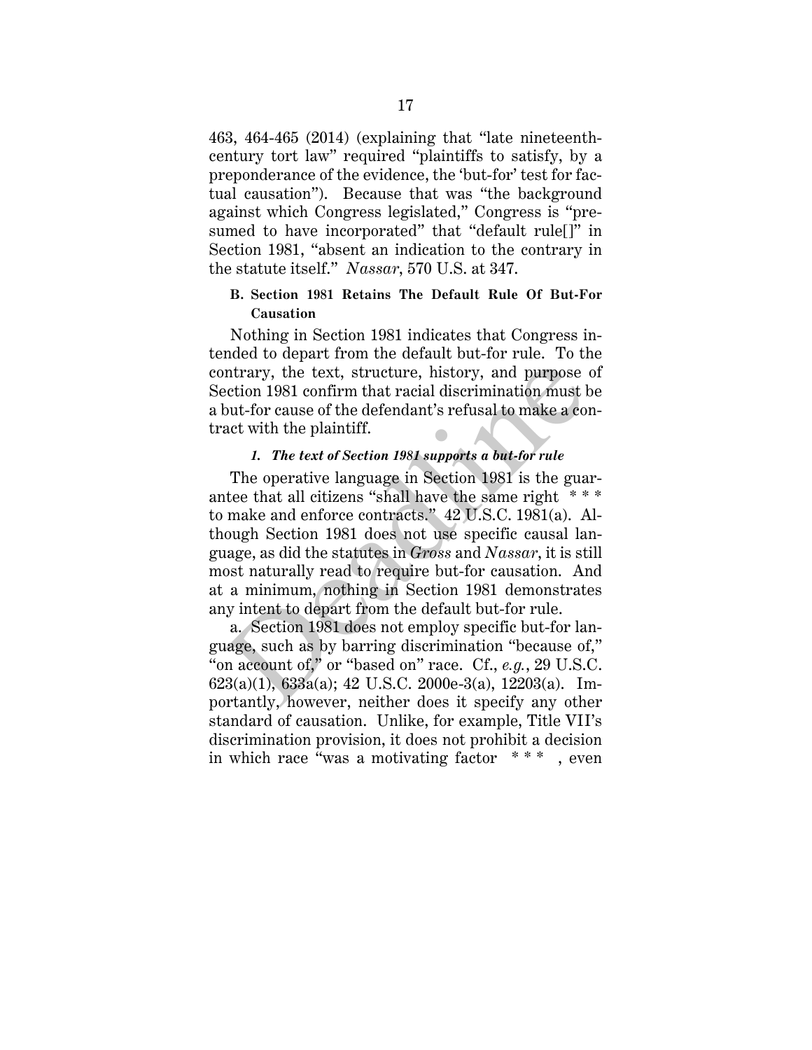463, 464-465 (2014) (explaining that "late nineteenth-century tort law" required "plaintiffs to satisfy, by a preponderance of the evidence, the 'but-for' test for factual causation"). Because that was "the background against which Congress legislated," Congress is "presumed to have incorporated" that "default rule[]" in Section 1981, "absent an indication to the contrary in the statute itself." *Nassar*, 570 U.S. at 347.

### B. Section 1981 Retains The Default Rule Of But-For Causation

Nothing in Section 1981 indicates that Congress intended to depart from the default but-for rule. To the contrary, the text, structure, history, and purpose of Section 1981 confirm that racial discrimination must be a but-for cause of the defendant's refusal to make a contract with the plaintiff.

#### *1. The text of Section 1981 supports a but-for rule*

The operative language in Section 1981 is the guarantee that all citizens "shall have the same right * * * to make and enforce contracts." 42 U.S.C. 1981(a). Although Section 1981 does not use specific causal language, as did the statutes in *Gross* and *Nassar*, it is still most naturally read to require but-for causation. And at a minimum, nothing in Section 1981 demonstrates any intent to depart from the default but-for rule.

a. Section 1981 does not employ specific but-for language, such as by barring discrimination "because of," "on account of," or "based on" race. Cf., *e.g.*, 29 U.S.C. 623(a)(1), 633a(a); 42 U.S.C. 2000e-3(a), 12203(a). Importantly, however, neither does it specify any other standard of causation. Unlike, for example, Title VII's discrimination provision, it does not prohibit a decision in which race "was a motivating factor * * * , even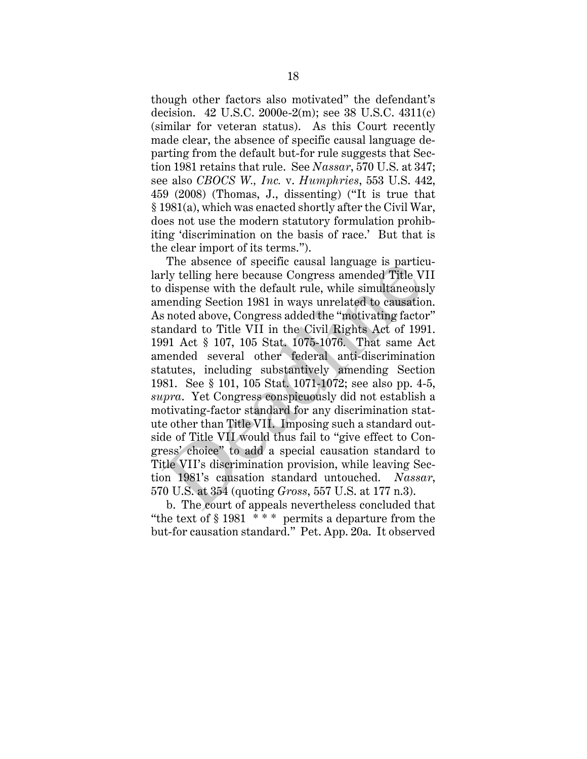though other factors also motivated" the defendant's decision. 42 U.S.C. 2000e-2(m); see 38 U.S.C. 4311(c) (similar for veteran status). As this Court recently made clear, the absence of specific causal language departing from the default but-for rule suggests that Section 1981 retains that rule. See *Nassar*, 570 U.S. at 347; see also *CBOCS W., Inc.* v. *Humphries*, 553 U.S. 442, 459 (2008) (Thomas, J., dissenting) ("It is true that § 1981(a), which was enacted shortly after the Civil War, does not use the modern statutory formulation prohibiting 'discrimination on the basis of race.' But that is the clear import of its terms.").

The absence of specific causal language is particularly telling here because Congress amended Title VII to dispense with the default rule, while simultaneously amending Section 1981 in ways unrelated to causation. As noted above, Congress added the "motivating factor" standard to Title VII in the Civil Rights Act of 1991. 1991 Act § 107, 105 Stat. 1075-1076. That same Act amended several other federal anti-discrimination statutes, including substantively amending Section 1981. See § 101, 105 Stat. 1071-1072; see also pp. 4-5, *supra*. Yet Congress conspicuously did not establish a motivating-factor standard for any discrimination statute other than Title VII. Imposing such a standard outside of Title VII would thus fail to "give effect to Congress' choice" to add a special causation standard to Title VII's discrimination provision, while leaving Section 1981's causation standard untouched. *Nassar*, 570 U.S. at 354 (quoting *Gross*, 557 U.S. at 177 n.3).

b. The court of appeals nevertheless concluded that "the text of § 1981 * * * permits a departure from the but-for causation standard." Pet. App. 20a. It observed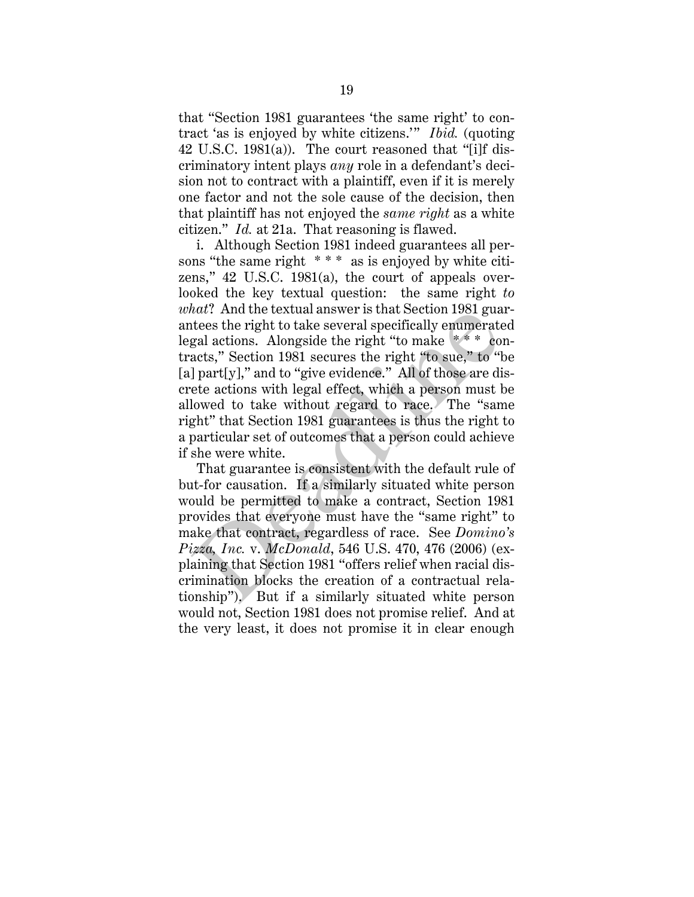that "Section 1981 guarantees 'the same right' to contract 'as is enjoyed by white citizens.'" *Ibid.* (quoting 42 U.S.C. 1981(a)). The court reasoned that "[i]f discriminatory intent plays *any* role in a defendant's decision not to contract with a plaintiff, even if it is merely one factor and not the sole cause of the decision, then that plaintiff has not enjoyed the *same right* as a white citizen." *Id.* at 21a. That reasoning is flawed.

i. Although Section 1981 indeed guarantees all persons "the same right * * * as is enjoyed by white citizens," 42 U.S.C. 1981(a), the court of appeals overlooked the key textual question: the same right *to what*? And the textual answer is that Section 1981 guarantees the right to take several specifically enumerated legal actions. Alongside the right "to make * * * contracts," Section 1981 secures the right "to sue," to "be [a] part[y]," and to "give evidence." All of those are discrete actions with legal effect, which a person must be allowed to take without regard to race. The "same right" that Section 1981 guarantees is thus the right to a particular set of outcomes that a person could achieve if she were white.

That guarantee is consistent with the default rule of but-for causation. If a similarly situated white person would be permitted to make a contract, Section 1981 provides that everyone must have the "same right" to make that contract, regardless of race. See *Domino's Pizza, Inc.* v. *McDonald*, 546 U.S. 470, 476 (2006) (explaining that Section 1981 "offers relief when racial discrimination blocks the creation of a contractual relationship"). But if a similarly situated white person would not, Section 1981 does not promise relief. And at the very least, it does not promise it in clear enough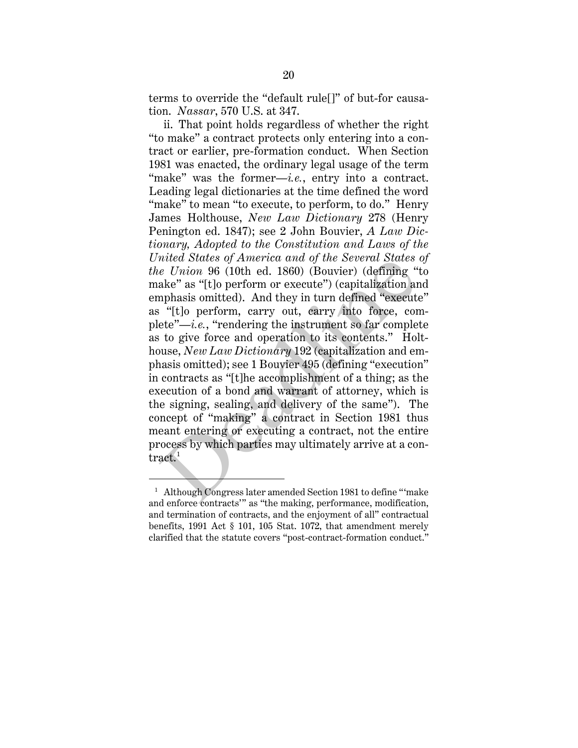terms to override the "default rule[]" of but-for causation. *Nassar*, 570 U.S. at 347.

ii. That point holds regardless of whether the right "to make" a contract protects only entering into a contract or earlier, pre-formation conduct. When Section 1981 was enacted, the ordinary legal usage of the term "make" was the former—*i.e.*, entry into a contract. Leading legal dictionaries at the time defined the word "make" to mean "to execute, to perform, to do." Henry James Holthouse, *New Law Dictionary* 278 (Henry Penington ed. 1847); see 2 John Bouvier, *A Law Dictionary, Adopted to the Constitution and Laws of the United States of America and of the Several States of the Union* 96 (10th ed. 1860) (Bouvier) (defining "to make" as "[t]o perform or execute") (capitalization and emphasis omitted). And they in turn defined "execute" as "[t]o perform, carry out, carry into force, complete"—*i.e.*, "rendering the instrument so far complete as to give force and operation to its contents." Holthouse, *New Law Dictionary* 192 (capitalization and emphasis omitted); see 1 Bouvier 495 (defining "execution" in contracts as "[t]he accomplishment of a thing; as the execution of a bond and warrant of attorney, which is the signing, sealing, and delivery of the same"). The concept of "making" a contract in Section 1981 thus meant entering or executing a contract, not the entire process by which parties may ultimately arrive at a contract.[1]

---

[1] Although Congress later amended Section 1981 to define "'make and enforce contracts'" as "the making, performance, modification, and termination of contracts, and the enjoyment of all" contractual benefits, 1991 Act § 101, 105 Stat. 1072, that amendment merely clarified that the statute covers "post-contract-formation conduct."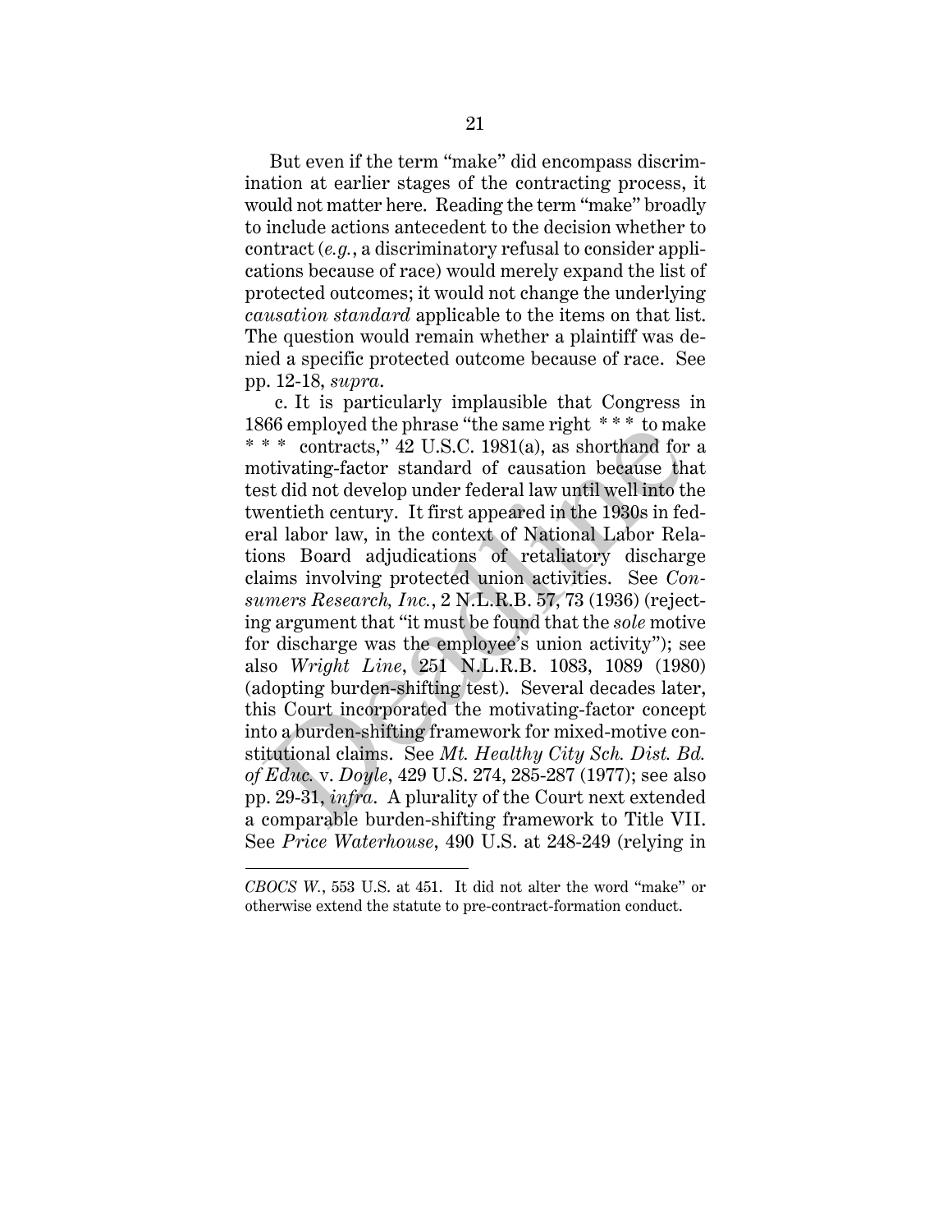But even if the term "make" did encompass discrimination at earlier stages of the contracting process, it would not matter here. Reading the term "make" broadly to include actions antecedent to the decision whether to contract (*e.g.*, a discriminatory refusal to consider applications because of race) would merely expand the list of protected outcomes; it would not change the underlying *causation standard* applicable to the items on that list. The question would remain whether a plaintiff was denied a specific protected outcome because of race. See pp. 12-18, *supra*.

c. It is particularly implausible that Congress in 1866 employed the phrase "the same right * * * to make * * * contracts," 42 U.S.C. 1981(a), as shorthand for a motivating-factor standard of causation because that test did not develop under federal law until well into the twentieth century. It first appeared in the 1930s in federal labor law, in the context of National Labor Relations Board adjudications of retaliatory discharge claims involving protected union activities. See *Consumers Research, Inc.*, 2 N.L.R.B. 57, 73 (1936) (rejecting argument that "it must be found that the *sole* motive for discharge was the employee's union activity"); see also *Wright Line*, 251 N.L.R.B. 1083, 1089 (1980) (adopting burden-shifting test). Several decades later, this Court incorporated the motivating-factor concept into a burden-shifting framework for mixed-motive constitutional claims. See *Mt. Healthy City Sch. Dist. Bd. of Educ.* v. *Doyle*, 429 U.S. 274, 285-287 (1977); see also pp. 29-31, *infra*. A plurality of the Court next extended a comparable burden-shifting framework to Title VII. See *Price Waterhouse*, 490 U.S. at 248-249 (relying in

---

*CBOCS W.*, 553 U.S. at 451. It did not alter the word "make" or otherwise extend the statute to pre-contract-formation conduct.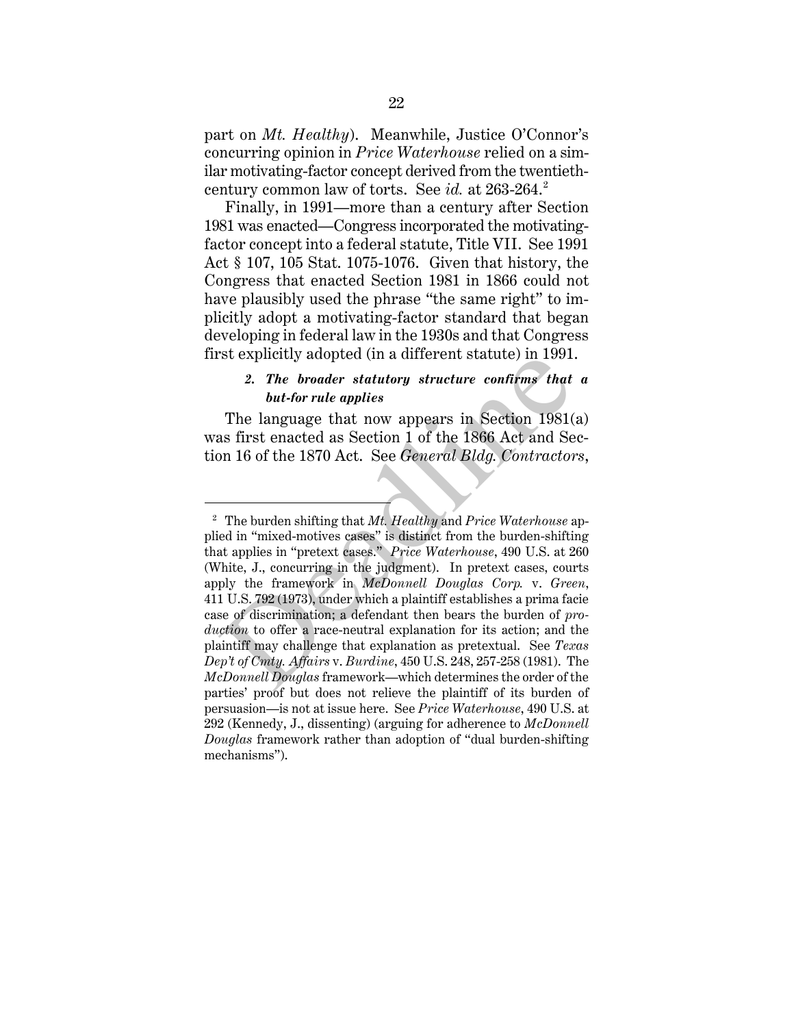part on *Mt. Healthy*). Meanwhile, Justice O'Connor's concurring opinion in *Price Waterhouse* relied on a similar motivating-factor concept derived from the twentieth-century common law of torts. See *id.* at 263-264.[2]

Finally, in 1991—more than a century after Section 1981 was enacted—Congress incorporated the motivating-factor concept into a federal statute, Title VII. See 1991 Act § 107, 105 Stat. 1075-1076. Given that history, the Congress that enacted Section 1981 in 1866 could not have plausibly used the phrase "the same right" to implicitly adopt a motivating-factor standard that began developing in federal law in the 1930s and that Congress first explicitly adopted (in a different statute) in 1991.

#### *2. The broader statutory structure confirms that a but-for rule applies*

The language that now appears in Section 1981(a) was first enacted as Section 1 of the 1866 Act and Section 16 of the 1870 Act. See *General Bldg. Contractors*,

---

[2] The burden shifting that *Mt. Healthy* and *Price Waterhouse* applied in "mixed-motives cases" is distinct from the burden-shifting that applies in "pretext cases." *Price Waterhouse*, 490 U.S. at 260 (White, J., concurring in the judgment). In pretext cases, courts apply the framework in *McDonnell Douglas Corp.* v. *Green*, 411 U.S. 792 (1973), under which a plaintiff establishes a prima facie case of discrimination; a defendant then bears the burden of *production* to offer a race-neutral explanation for its action; and the plaintiff may challenge that explanation as pretextual. See *Texas Dep't of Cmty. Affairs* v. *Burdine*, 450 U.S. 248, 257-258 (1981). The *McDonnell Douglas* framework—which determines the order of the parties' proof but does not relieve the plaintiff of its burden of persuasion—is not at issue here. See *Price Waterhouse*, 490 U.S. at 292 (Kennedy, J., dissenting) (arguing for adherence to *McDonnell Douglas* framework rather than adoption of "dual burden-shifting mechanisms").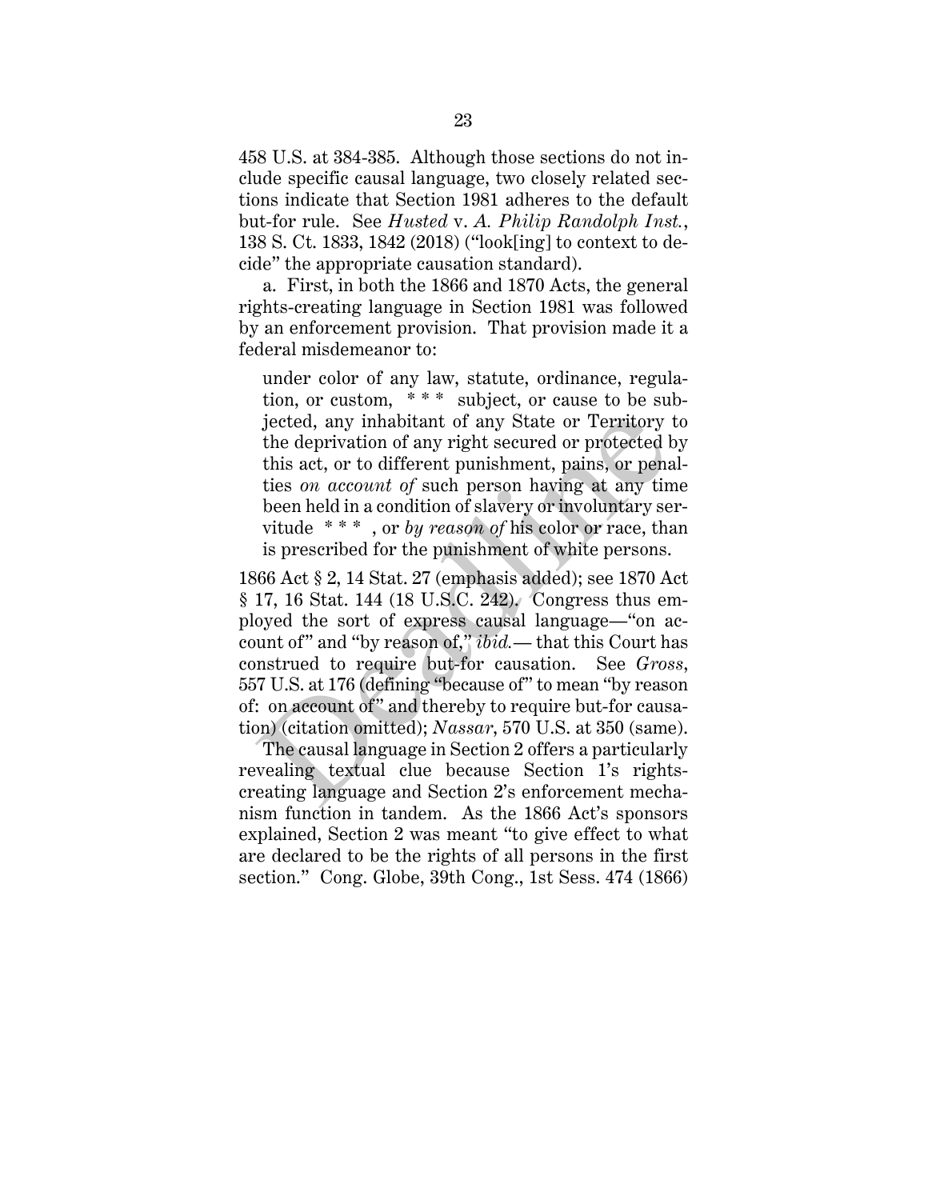458 U.S. at 384-385. Although those sections do not include specific causal language, two closely related sections indicate that Section 1981 adheres to the default but-for rule. See *Husted* v. *A. Philip Randolph Inst.*, 138 S. Ct. 1833, 1842 (2018) ("look[ing] to context to decide" the appropriate causation standard).

a. First, in both the 1866 and 1870 Acts, the general rights-creating language in Section 1981 was followed by an enforcement provision. That provision made it a federal misdemeanor to:

> under color of any law, statute, ordinance, regulation, or custom, * * * subject, or cause to be subjected, any inhabitant of any State or Territory to the deprivation of any right secured or protected by this act, or to different punishment, pains, or penalties *on account of* such person having at any time been held in a condition of slavery or involuntary servitude * * * , or *by reason of* his color or race, than is prescribed for the punishment of white persons.

1866 Act § 2, 14 Stat. 27 (emphasis added); see 1870 Act § 17, 16 Stat. 144 (18 U.S.C. 242). Congress thus employed the sort of express causal language—"on account of" and "by reason of," *ibid.*— that this Court has construed to require but-for causation. See *Gross*, 557 U.S. at 176 (defining "because of" to mean "by reason of: on account of" and thereby to require but-for causation) (citation omitted); *Nassar*, 570 U.S. at 350 (same).

The causal language in Section 2 offers a particularly revealing textual clue because Section 1's rights-creating language and Section 2's enforcement mechanism function in tandem. As the 1866 Act's sponsors explained, Section 2 was meant "to give effect to what are declared to be the rights of all persons in the first section." Cong. Globe, 39th Cong., 1st Sess. 474 (1866)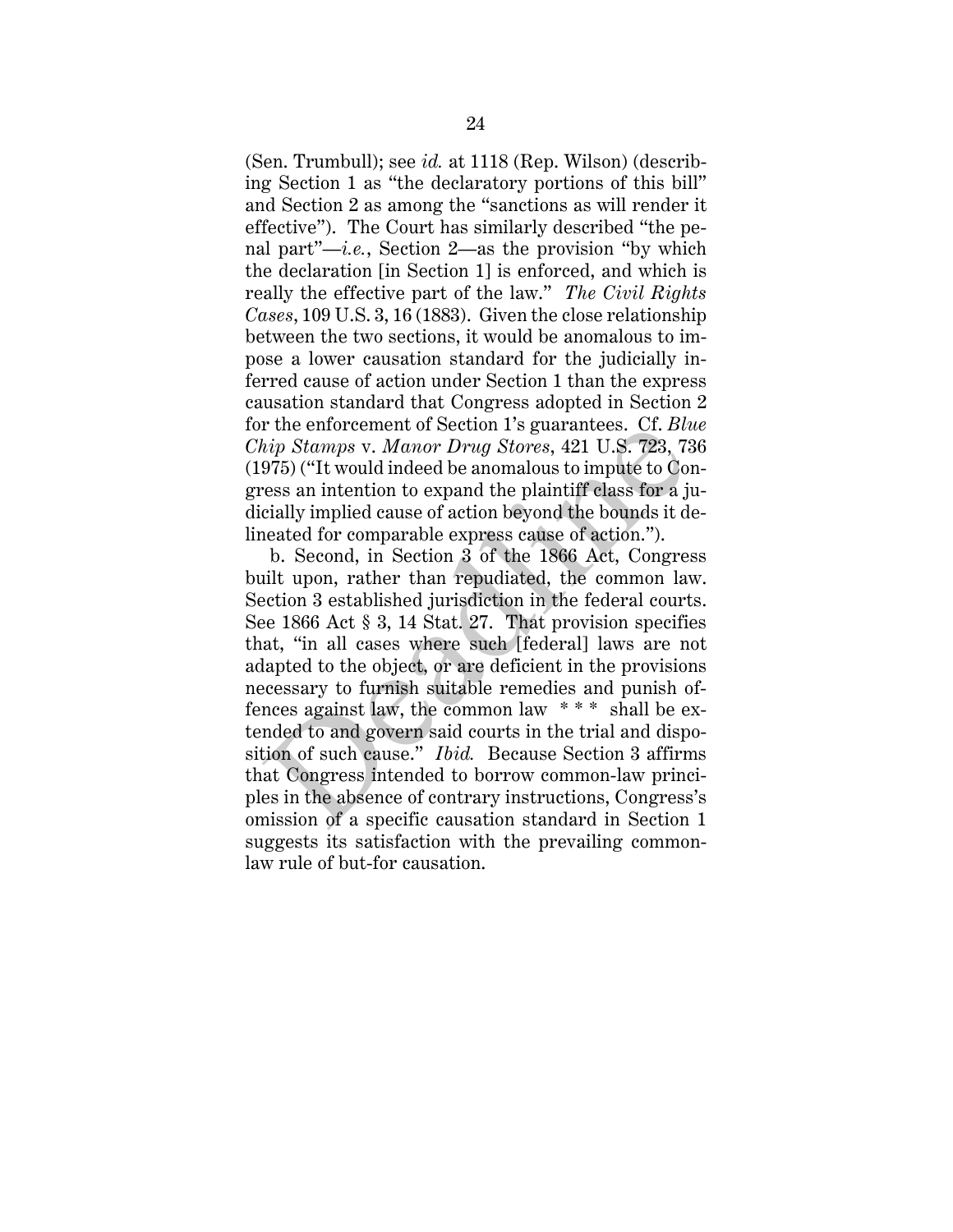(Sen. Trumbull); see *id.* at 1118 (Rep. Wilson) (describing Section 1 as "the declaratory portions of this bill" and Section 2 as among the "sanctions as will render it effective"). The Court has similarly described "the penal part"—*i.e.*, Section 2—as the provision "by which the declaration [in Section 1] is enforced, and which is really the effective part of the law." *The Civil Rights Cases*, 109 U.S. 3, 16 (1883). Given the close relationship between the two sections, it would be anomalous to impose a lower causation standard for the judicially inferred cause of action under Section 1 than the express causation standard that Congress adopted in Section 2 for the enforcement of Section 1's guarantees. Cf. *Blue Chip Stamps* v. *Manor Drug Stores*, 421 U.S. 723, 736 (1975) ("It would indeed be anomalous to impute to Congress an intention to expand the plaintiff class for a judicially implied cause of action beyond the bounds it delineated for comparable express cause of action.").

b. Second, in Section 3 of the 1866 Act, Congress built upon, rather than repudiated, the common law. Section 3 established jurisdiction in the federal courts. See 1866 Act § 3, 14 Stat. 27. That provision specifies that, "in all cases where such [federal] laws are not adapted to the object, or are deficient in the provisions necessary to furnish suitable remedies and punish offences against law, the common law \* \* \* shall be extended to and govern said courts in the trial and disposition of such cause." *Ibid.* Because Section 3 affirms that Congress intended to borrow common-law principles in the absence of contrary instructions, Congress's omission of a specific causation standard in Section 1 suggests its satisfaction with the prevailing common-law rule of but-for causation.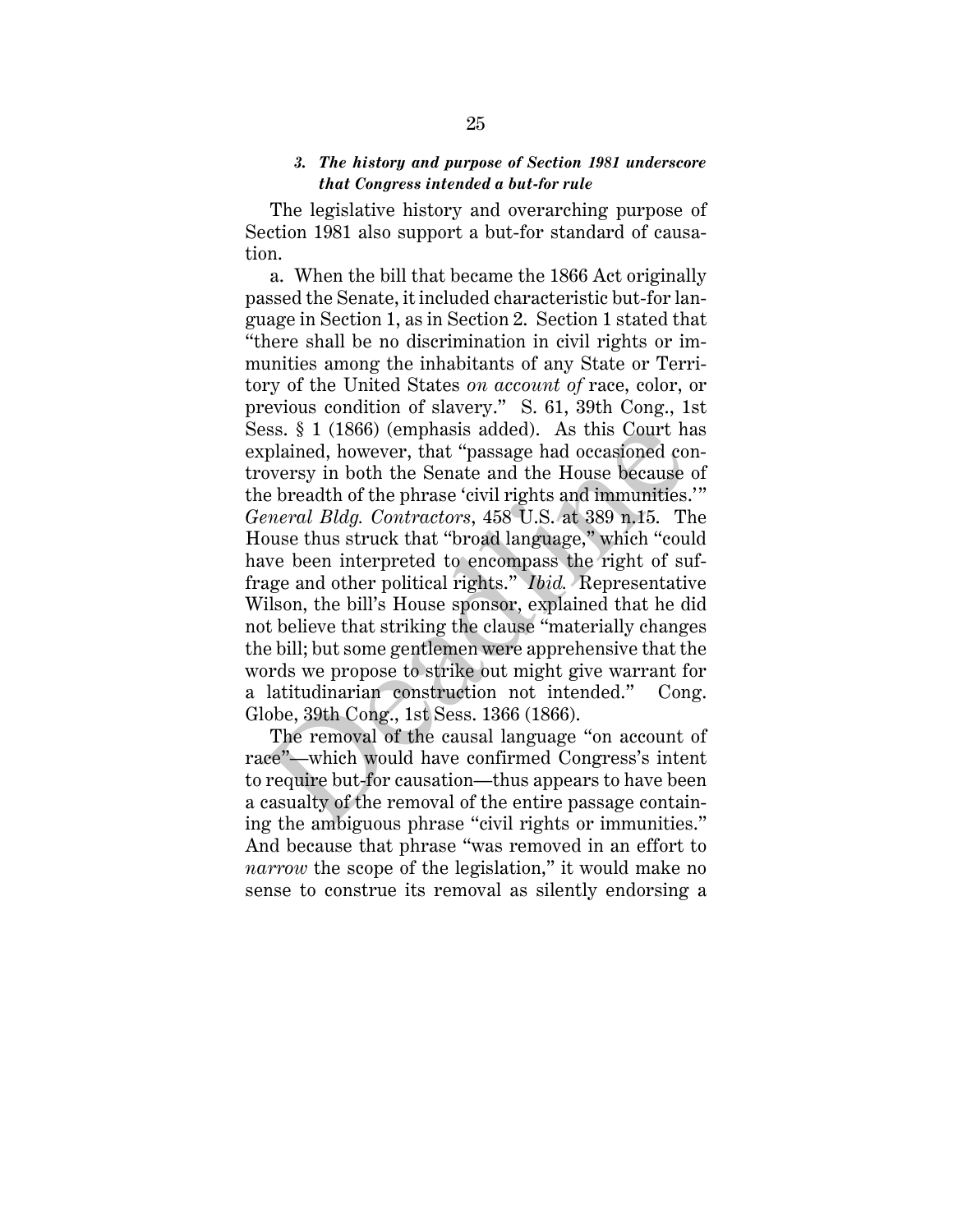### *3. The history and purpose of Section 1981 underscore that Congress intended a but-for rule*

The legislative history and overarching purpose of Section 1981 also support a but-for standard of causation.

a. When the bill that became the 1866 Act originally passed the Senate, it included characteristic but-for language in Section 1, as in Section 2. Section 1 stated that "there shall be no discrimination in civil rights or immunities among the inhabitants of any State or Territory of the United States *on account of* race, color, or previous condition of slavery." S. 61, 39th Cong., 1st Sess. § 1 (1866) (emphasis added). As this Court has explained, however, that "passage had occasioned controversy in both the Senate and the House because of the breadth of the phrase 'civil rights and immunities.'" *General Bldg. Contractors*, 458 U.S. at 389 n.15. The House thus struck that "broad language," which "could have been interpreted to encompass the right of suffrage and other political rights." *Ibid.* Representative Wilson, the bill's House sponsor, explained that he did not believe that striking the clause "materially changes the bill; but some gentlemen were apprehensive that the words we propose to strike out might give warrant for a latitudinarian construction not intended." Cong. Globe, 39th Cong., 1st Sess. 1366 (1866).

The removal of the causal language "on account of race"—which would have confirmed Congress's intent to require but-for causation—thus appears to have been a casualty of the removal of the entire passage containing the ambiguous phrase "civil rights or immunities." And because that phrase "was removed in an effort to *narrow* the scope of the legislation," it would make no sense to construe its removal as silently endorsing a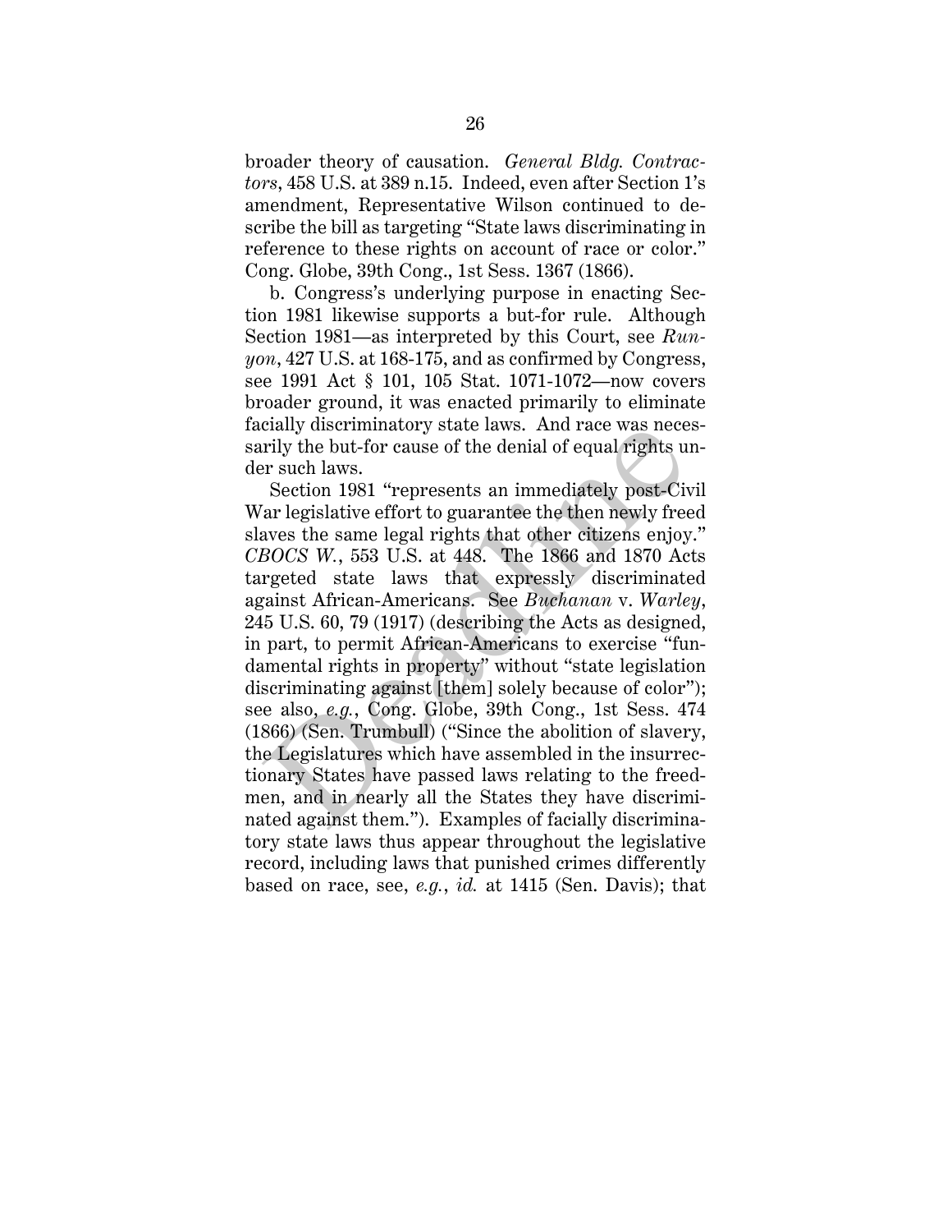broader theory of causation. *General Bldg. Contractors*, 458 U.S. at 389 n.15. Indeed, even after Section 1's amendment, Representative Wilson continued to describe the bill as targeting "State laws discriminating in reference to these rights on account of race or color." Cong. Globe, 39th Cong., 1st Sess. 1367 (1866).

b. Congress's underlying purpose in enacting Section 1981 likewise supports a but-for rule. Although Section 1981—as interpreted by this Court, see *Runyon*, 427 U.S. at 168-175, and as confirmed by Congress, see 1991 Act § 101, 105 Stat. 1071-1072—now covers broader ground, it was enacted primarily to eliminate facially discriminatory state laws. And race was necessarily the but-for cause of the denial of equal rights under such laws.

Section 1981 "represents an immediately post-Civil War legislative effort to guarantee the then newly freed slaves the same legal rights that other citizens enjoy." *CBOCS W.*, 553 U.S. at 448. The 1866 and 1870 Acts targeted state laws that expressly discriminated against African-Americans. See *Buchanan* v. *Warley*, 245 U.S. 60, 79 (1917) (describing the Acts as designed, in part, to permit African-Americans to exercise "fundamental rights in property" without "state legislation discriminating against [them] solely because of color"); see also, *e.g.*, Cong. Globe, 39th Cong., 1st Sess. 474 (1866) (Sen. Trumbull) ("Since the abolition of slavery, the Legislatures which have assembled in the insurrectionary States have passed laws relating to the freedmen, and in nearly all the States they have discriminated against them."). Examples of facially discriminatory state laws thus appear throughout the legislative record, including laws that punished crimes differently based on race, see, *e.g.*, *id.* at 1415 (Sen. Davis); that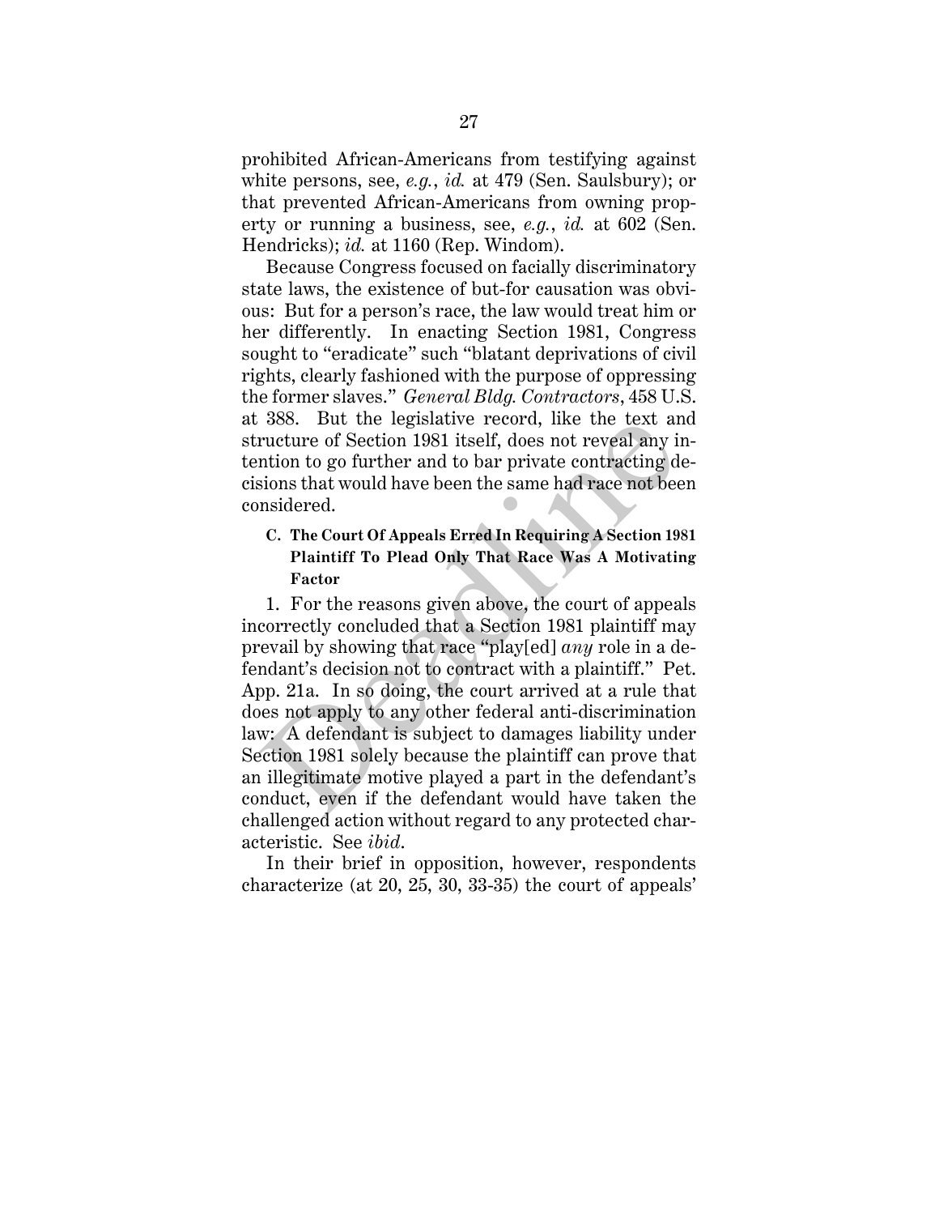prohibited African-Americans from testifying against white persons, see, *e.g.*, *id.* at 479 (Sen. Saulsbury); or that prevented African-Americans from owning property or running a business, see, *e.g.*, *id.* at 602 (Sen. Hendricks); *id.* at 1160 (Rep. Windom).

Because Congress focused on facially discriminatory state laws, the existence of but-for causation was obvious: But for a person's race, the law would treat him or her differently. In enacting Section 1981, Congress sought to "eradicate" such "blatant deprivations of civil rights, clearly fashioned with the purpose of oppressing the former slaves." *General Bldg. Contractors*, 458 U.S. at 388. But the legislative record, like the text and structure of Section 1981 itself, does not reveal any intention to go further and to bar private contracting decisions that would have been the same had race not been considered.

### C. The Court Of Appeals Erred In Requiring A Section 1981 Plaintiff To Plead Only That Race Was A Motivating Factor

1. For the reasons given above, the court of appeals incorrectly concluded that a Section 1981 plaintiff may prevail by showing that race "play[ed] *any* role in a defendant's decision not to contract with a plaintiff." Pet. App. 21a. In so doing, the court arrived at a rule that does not apply to any other federal anti-discrimination law: A defendant is subject to damages liability under Section 1981 solely because the plaintiff can prove that an illegitimate motive played a part in the defendant's conduct, even if the defendant would have taken the challenged action without regard to any protected characteristic. See *ibid.*

In their brief in opposition, however, respondents characterize (at 20, 25, 30, 33-35) the court of appeals'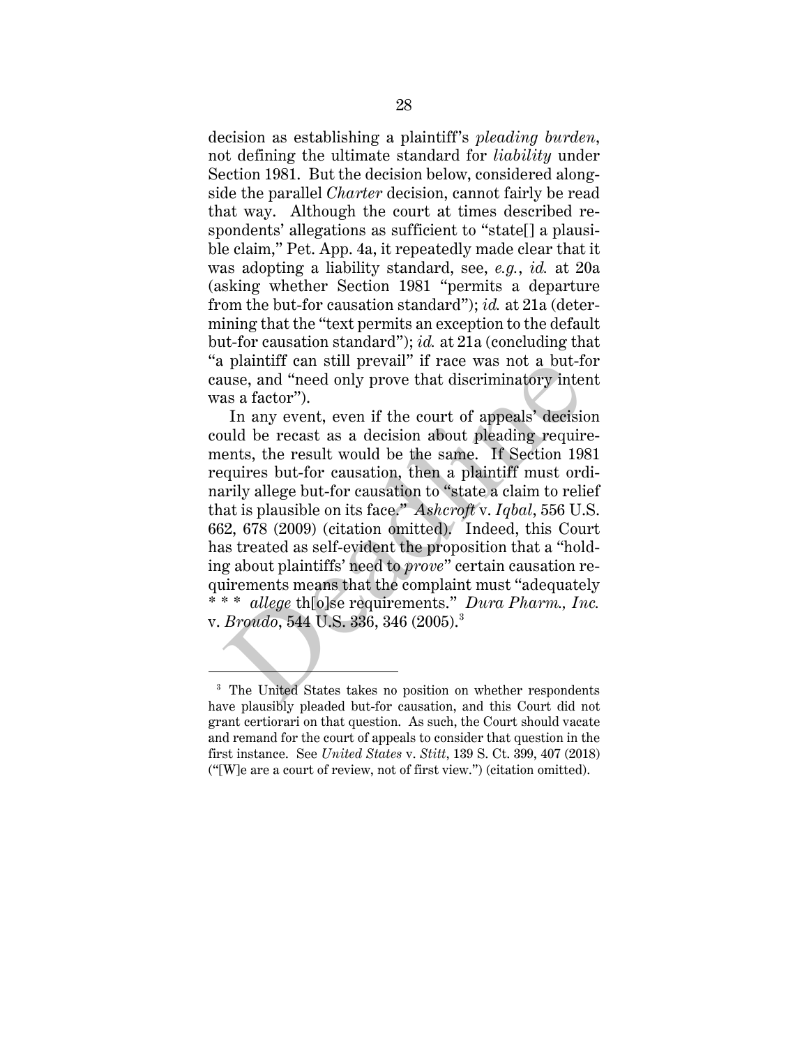decision as establishing a plaintiff's *pleading burden*, not defining the ultimate standard for *liability* under Section 1981. But the decision below, considered alongside the parallel *Charter* decision, cannot fairly be read that way. Although the court at times described respondents' allegations as sufficient to "state[] a plausible claim," Pet. App. 4a, it repeatedly made clear that it was adopting a liability standard, see, *e.g.*, *id.* at 20a (asking whether Section 1981 "permits a departure from the but-for causation standard"); *id.* at 21a (determining that the "text permits an exception to the default but-for causation standard"); *id.* at 21a (concluding that "a plaintiff can still prevail" if race was not a but-for cause, and "need only prove that discriminatory intent was a factor").

In any event, even if the court of appeals' decision could be recast as a decision about pleading requirements, the result would be the same. If Section 1981 requires but-for causation, then a plaintiff must ordinarily allege but-for causation to "state a claim to relief that is plausible on its face." *Ashcroft* v. *Iqbal*, 556 U.S. 662, 678 (2009) (citation omitted). Indeed, this Court has treated as self-evident the proposition that a "holding about plaintiffs' need to *prove*" certain causation requirements means that the complaint must "adequately * * * *allege* th[o]se requirements." *Dura Pharm., Inc.* v. *Broudo*, 544 U.S. 336, 346 (2005).[3]

---

[3] The United States takes no position on whether respondents have plausibly pleaded but-for causation, and this Court did not grant certiorari on that question. As such, the Court should vacate and remand for the court of appeals to consider that question in the first instance. See *United States* v. *Stitt*, 139 S. Ct. 399, 407 (2018) ("[W]e are a court of review, not of first view.") (citation omitted).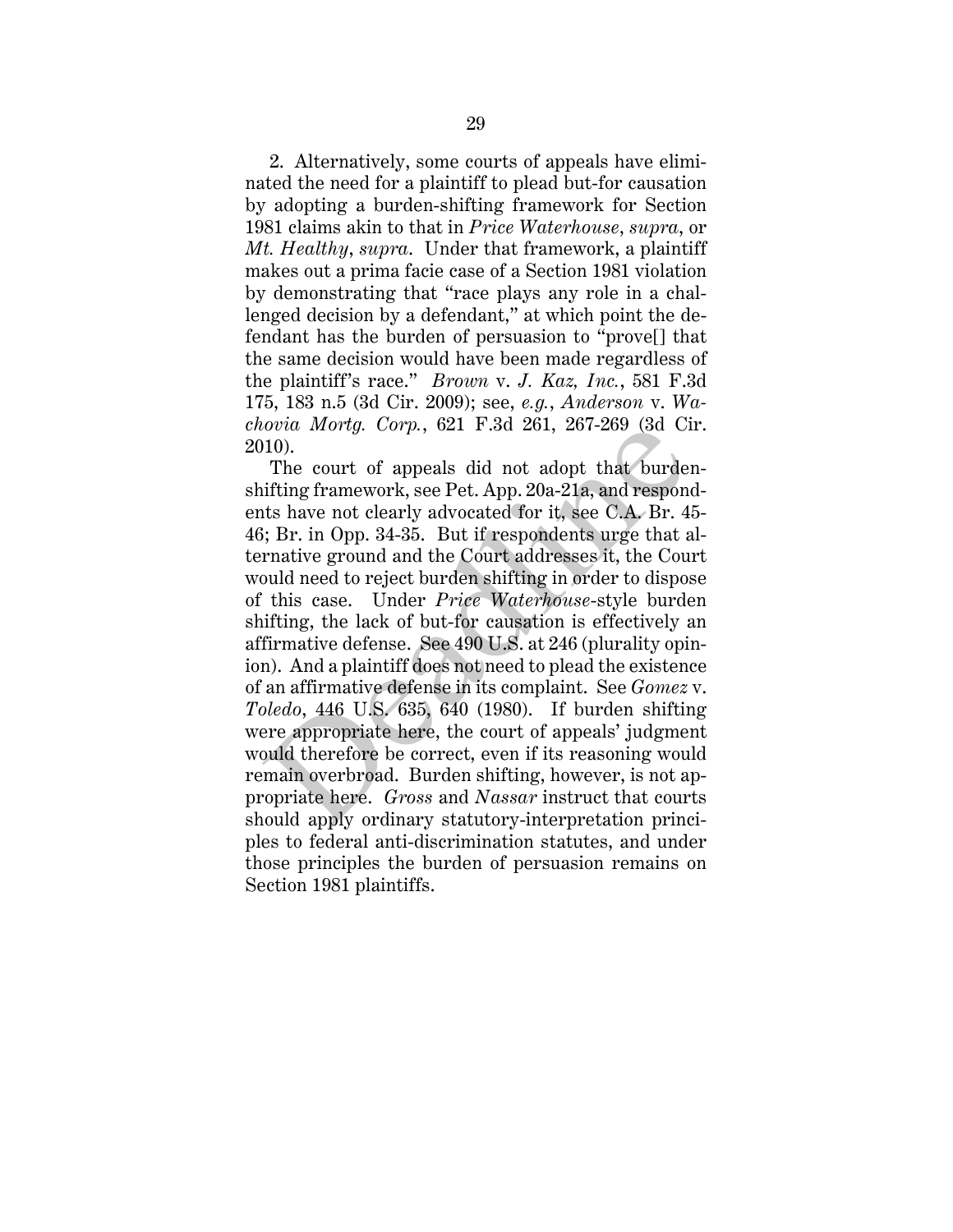2. Alternatively, some courts of appeals have eliminated the need for a plaintiff to plead but-for causation by adopting a burden-shifting framework for Section 1981 claims akin to that in *Price Waterhouse*, *supra*, or *Mt. Healthy*, *supra*. Under that framework, a plaintiff makes out a prima facie case of a Section 1981 violation by demonstrating that "race plays any role in a challenged decision by a defendant," at which point the defendant has the burden of persuasion to "prove[] that the same decision would have been made regardless of the plaintiff's race." *Brown* v. *J. Kaz, Inc.*, 581 F.3d 175, 183 n.5 (3d Cir. 2009); see, *e.g.*, *Anderson* v. *Wachovia Mortg. Corp.*, 621 F.3d 261, 267-269 (3d Cir. 2010).

The court of appeals did not adopt that burden-shifting framework, see Pet. App. 20a-21a, and respondents have not clearly advocated for it, see C.A. Br. 45-46; Br. in Opp. 34-35. But if respondents urge that alternative ground and the Court addresses it, the Court would need to reject burden shifting in order to dispose of this case. Under *Price Waterhouse*-style burden shifting, the lack of but-for causation is effectively an affirmative defense. See 490 U.S. at 246 (plurality opinion). And a plaintiff does not need to plead the existence of an affirmative defense in its complaint. See *Gomez* v. *Toledo*, 446 U.S. 635, 640 (1980). If burden shifting were appropriate here, the court of appeals' judgment would therefore be correct, even if its reasoning would remain overbroad. Burden shifting, however, is not appropriate here. *Gross* and *Nassar* instruct that courts should apply ordinary statutory-interpretation principles to federal anti-discrimination statutes, and under those principles the burden of persuasion remains on Section 1981 plaintiffs.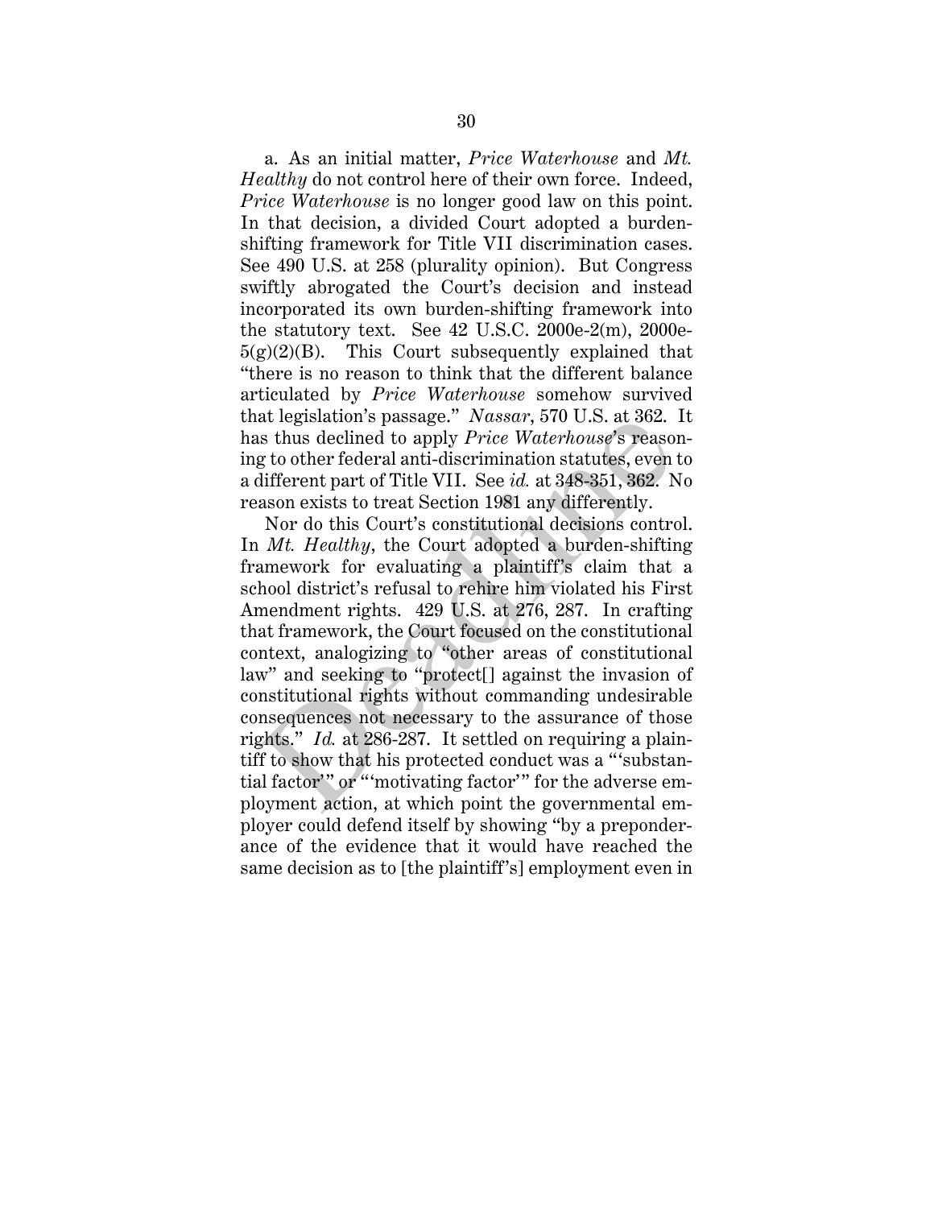a. As an initial matter, *Price Waterhouse* and *Mt. Healthy* do not control here of their own force. Indeed, *Price Waterhouse* is no longer good law on this point. In that decision, a divided Court adopted a burden-shifting framework for Title VII discrimination cases. See 490 U.S. at 258 (plurality opinion). But Congress swiftly abrogated the Court's decision and instead incorporated its own burden-shifting framework into the statutory text. See 42 U.S.C. 2000e-2(m), 2000e-5(g)(2)(B). This Court subsequently explained that "there is no reason to think that the different balance articulated by *Price Waterhouse* somehow survived that legislation's passage." *Nassar*, 570 U.S. at 362. It has thus declined to apply *Price Waterhouse*'s reasoning to other federal anti-discrimination statutes, even to a different part of Title VII. See *id.* at 348-351, 362. No reason exists to treat Section 1981 any differently.

Nor do this Court's constitutional decisions control. In *Mt. Healthy*, the Court adopted a burden-shifting framework for evaluating a plaintiff's claim that a school district's refusal to rehire him violated his First Amendment rights. 429 U.S. at 276, 287. In crafting that framework, the Court focused on the constitutional context, analogizing to "other areas of constitutional law" and seeking to "protect[] against the invasion of constitutional rights without commanding undesirable consequences not necessary to the assurance of those rights." *Id.* at 286-287. It settled on requiring a plaintiff to show that his protected conduct was a "'substantial factor'" or "'motivating factor'" for the adverse employment action, at which point the governmental employer could defend itself by showing "by a preponderance of the evidence that it would have reached the same decision as to [the plaintiff's] employment even in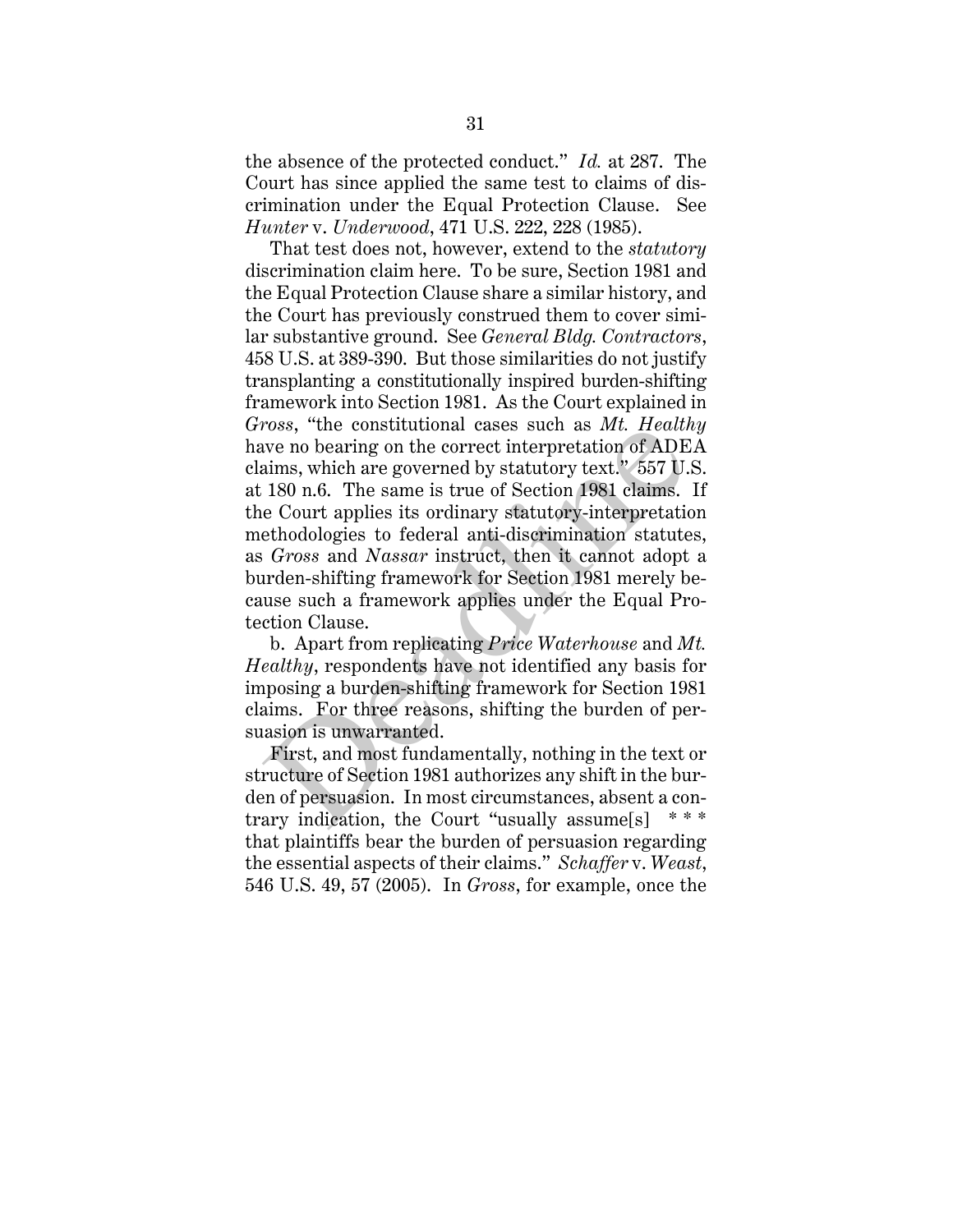the absence of the protected conduct." *Id.* at 287. The Court has since applied the same test to claims of discrimination under the Equal Protection Clause. See *Hunter* v. *Underwood*, 471 U.S. 222, 228 (1985).

That test does not, however, extend to the *statutory* discrimination claim here. To be sure, Section 1981 and the Equal Protection Clause share a similar history, and the Court has previously construed them to cover similar substantive ground. See *General Bldg. Contractors*, 458 U.S. at 389-390. But those similarities do not justify transplanting a constitutionally inspired burden-shifting framework into Section 1981. As the Court explained in *Gross*, "the constitutional cases such as *Mt. Healthy* have no bearing on the correct interpretation of ADEA claims, which are governed by statutory text." 557 U.S. at 180 n.6. The same is true of Section 1981 claims. If the Court applies its ordinary statutory-interpretation methodologies to federal anti-discrimination statutes, as *Gross* and *Nassar* instruct, then it cannot adopt a burden-shifting framework for Section 1981 merely because such a framework applies under the Equal Protection Clause.

b. Apart from replicating *Price Waterhouse* and *Mt. Healthy*, respondents have not identified any basis for imposing a burden-shifting framework for Section 1981 claims. For three reasons, shifting the burden of persuasion is unwarranted.

First, and most fundamentally, nothing in the text or structure of Section 1981 authorizes any shift in the burden of persuasion. In most circumstances, absent a contrary indication, the Court "usually assume[s] * * * that plaintiffs bear the burden of persuasion regarding the essential aspects of their claims." *Schaffer* v. *Weast*, 546 U.S. 49, 57 (2005). In *Gross*, for example, once the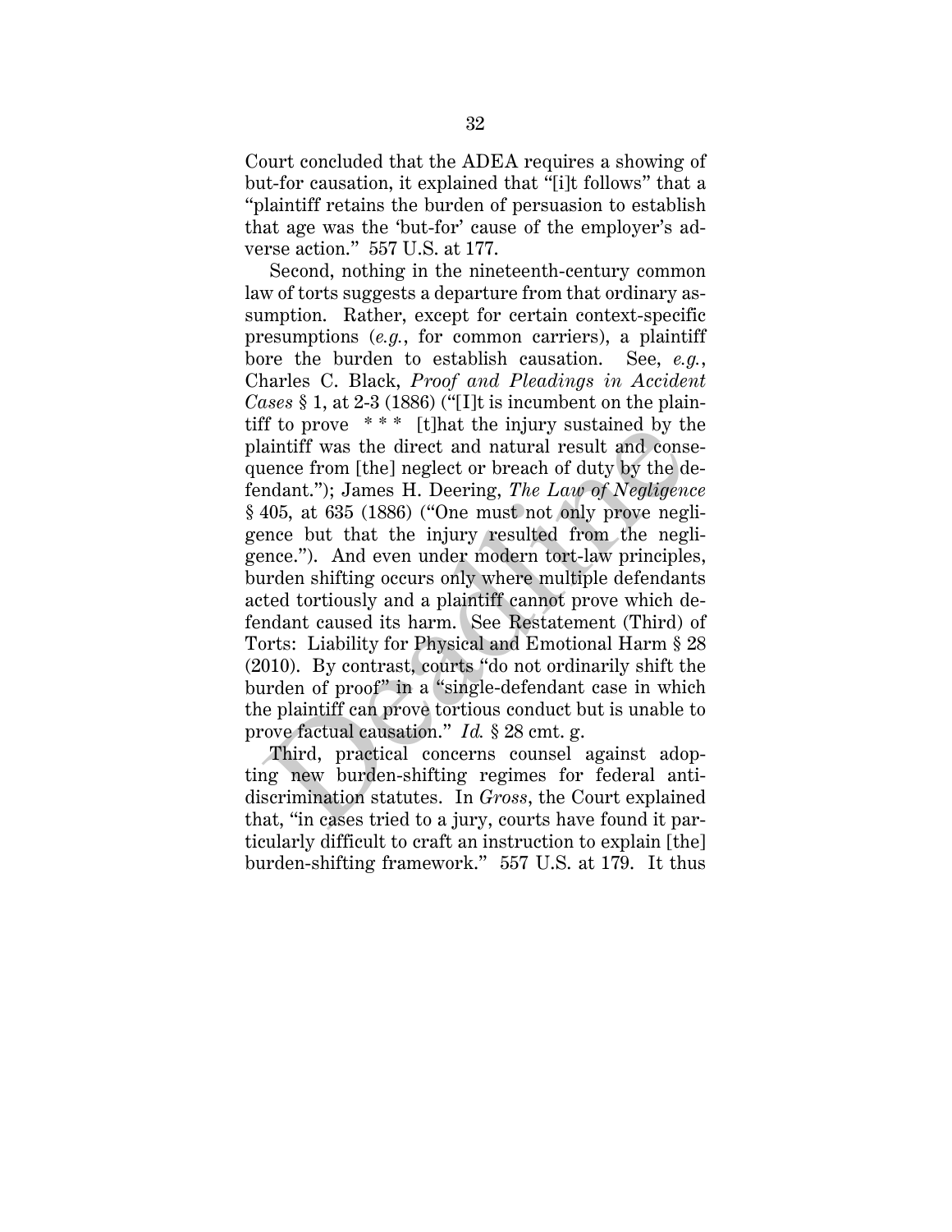Court concluded that the ADEA requires a showing of but-for causation, it explained that "[i]t follows" that a "plaintiff retains the burden of persuasion to establish that age was the 'but-for' cause of the employer's adverse action." 557 U.S. at 177.

Second, nothing in the nineteenth-century common law of torts suggests a departure from that ordinary assumption. Rather, except for certain context-specific presumptions (*e.g.*, for common carriers), a plaintiff bore the burden to establish causation. See, *e.g.*, Charles C. Black, *Proof and Pleadings in Accident Cases* § 1, at 2-3 (1886) ("[I]t is incumbent on the plaintiff to prove * * * [t]hat the injury sustained by the plaintiff was the direct and natural result and consequence from [the] neglect or breach of duty by the defendant."); James H. Deering, *The Law of Negligence* § 405, at 635 (1886) ("One must not only prove negligence but that the injury resulted from the negligence."). And even under modern tort-law principles, burden shifting occurs only where multiple defendants acted tortiously and a plaintiff cannot prove which defendant caused its harm. See Restatement (Third) of Torts: Liability for Physical and Emotional Harm § 28 (2010). By contrast, courts "do not ordinarily shift the burden of proof" in a "single-defendant case in which the plaintiff can prove tortious conduct but is unable to prove factual causation." *Id.* § 28 cmt. g.

Third, practical concerns counsel against adopting new burden-shifting regimes for federal anti-discrimination statutes. In *Gross*, the Court explained that, "in cases tried to a jury, courts have found it particularly difficult to craft an instruction to explain [the] burden-shifting framework." 557 U.S. at 179. It thus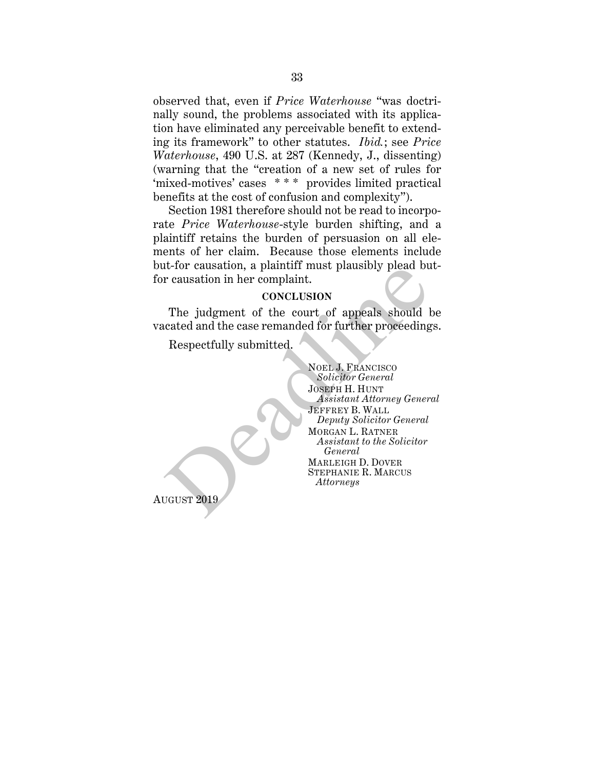observed that, even if *Price Waterhouse* "was doctrinally sound, the problems associated with its application have eliminated any perceivable benefit to extending its framework" to other statutes. *Ibid.*; see *Price Waterhouse*, 490 U.S. at 287 (Kennedy, J., dissenting) (warning that the "creation of a new set of rules for 'mixed-motives' cases \* \* \* provides limited practical benefits at the cost of confusion and complexity").

Section 1981 therefore should not be read to incorporate *Price Waterhouse*-style burden shifting, and a plaintiff retains the burden of persuasion on all elements of her claim. Because those elements include but-for causation, a plaintiff must plausibly plead but-for causation in her complaint.

## CONCLUSION

The judgment of the court of appeals should be vacated and the case remanded for further proceedings.

Respectfully submitted.

NOEL J. FRANCISCO
*Solicitor General*
JOSEPH H. HUNT
*Assistant Attorney General*
JEFFREY B. WALL
*Deputy Solicitor General*
MORGAN L. RATNER
*Assistant to the Solicitor General*
MARLEIGH D. DOVER
STEPHANIE R. MARCUS
*Attorneys*

AUGUST 2019